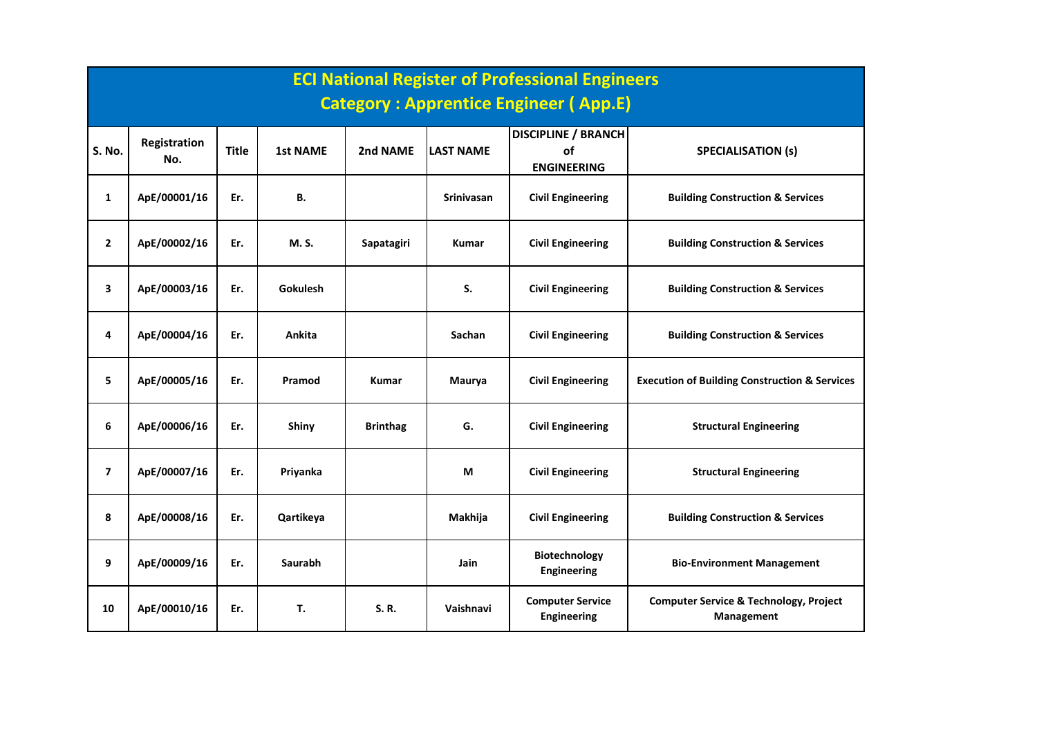# ECI National Register of Professional Engineers

## Category : Apprentice Engineer ( App.E)

| S. No. | Registration No. | Title | 1st NAME | 2nd NAME | LAST NAME | DISCIPLINE / BRANCH of ENGINEERING | SPECIALISATION (s) |
|---|---|---|---|---|---|---|---|
| 1 | ApE/00001/16 | Er. | B. | | Srinivasan | Civil Engineering | Building Construction & Services |
| 2 | ApE/00002/16 | Er. | M. S. | Sapatagiri | Kumar | Civil Engineering | Building Construction & Services |
| 3 | ApE/00003/16 | Er. | Gokulesh | | S. | Civil Engineering | Building Construction & Services |
| 4 | ApE/00004/16 | Er. | Ankita | | Sachan | Civil Engineering | Building Construction & Services |
| 5 | ApE/00005/16 | Er. | Pramod | Kumar | Maurya | Civil Engineering | Execution of Building Construction & Services |
| 6 | ApE/00006/16 | Er. | Shiny | Brinthag | G. | Civil Engineering | Structural Engineering |
| 7 | ApE/00007/16 | Er. | Priyanka | | M | Civil Engineering | Structural Engineering |
| 8 | ApE/00008/16 | Er. | Qartikeya | | Makhija | Civil Engineering | Building Construction & Services |
| 9 | ApE/00009/16 | Er. | Saurabh | | Jain | Biotechnology Engineering | Bio-Environment Management |
| 10 | ApE/00010/16 | Er. | T. | S. R. | Vaishnavi | Computer Service Engineering | Computer Service & Technology, Project Management |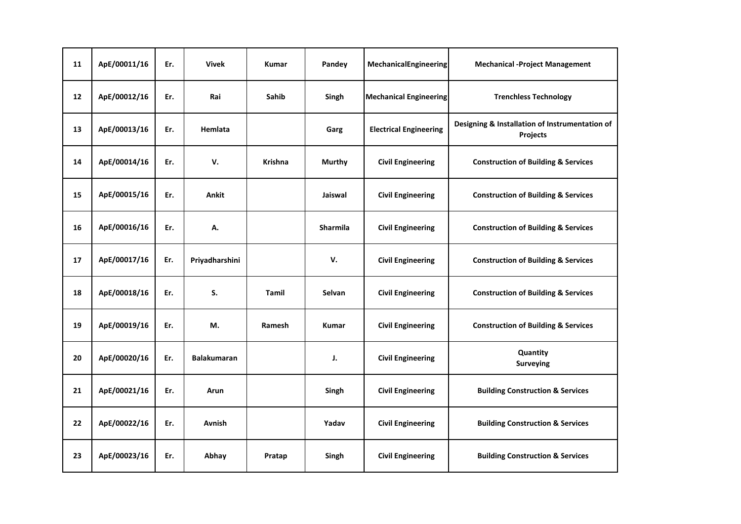| 11 | ApE/00011/16 | Er. | Vivek | Kumar | Pandey | MechanicalEngineering | Mechanical -Project Management |
|---|---|---|---|---|---|---|---|
| 12 | ApE/00012/16 | Er. | Rai | Sahib | Singh | Mechanical Engineering | Trenchless Technology |
| 13 | ApE/00013/16 | Er. | Hemlata | | Garg | Electrical Engineering | Designing & Installation of Instrumentation of Projects |
| 14 | ApE/00014/16 | Er. | V. | Krishna | Murthy | Civil Engineering | Construction of Building & Services |
| 15 | ApE/00015/16 | Er. | Ankit | | Jaiswal | Civil Engineering | Construction of Building & Services |
| 16 | ApE/00016/16 | Er. | A. | | Sharmila | Civil Engineering | Construction of Building & Services |
| 17 | ApE/00017/16 | Er. | Priyadharshini | | V. | Civil Engineering | Construction of Building & Services |
| 18 | ApE/00018/16 | Er. | S. | Tamil | Selvan | Civil Engineering | Construction of Building & Services |
| 19 | ApE/00019/16 | Er. | M. | Ramesh | Kumar | Civil Engineering | Construction of Building & Services |
| 20 | ApE/00020/16 | Er. | Balakumaran | | J. | Civil Engineering | Quantity Surveying |
| 21 | ApE/00021/16 | Er. | Arun | | Singh | Civil Engineering | Building Construction & Services |
| 22 | ApE/00022/16 | Er. | Avnish | | Yadav | Civil Engineering | Building Construction & Services |
| 23 | ApE/00023/16 | Er. | Abhay | Pratap | Singh | Civil Engineering | Building Construction & Services |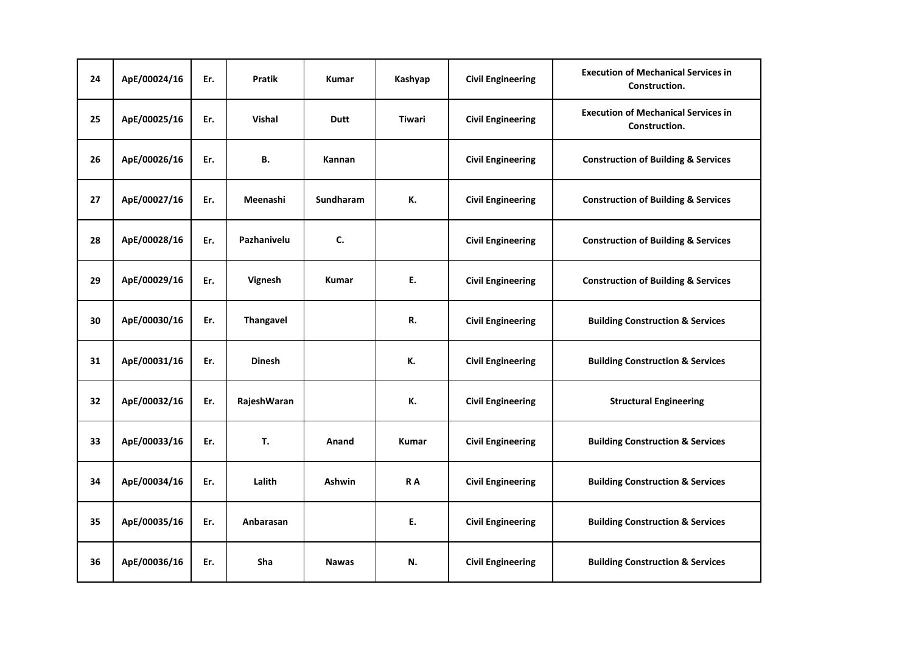| 24 | ApE/00024/16 | Er. | Pratik | Kumar | Kashyap | Civil Engineering | Execution of Mechanical Services in Construction. |
|---|---|---|---|---|---|---|---|
| 25 | ApE/00025/16 | Er. | Vishal | Dutt | Tiwari | Civil Engineering | Execution of Mechanical Services in Construction. |
| 26 | ApE/00026/16 | Er. | B. | Kannan | | Civil Engineering | Construction of Building & Services |
| 27 | ApE/00027/16 | Er. | Meenashi | Sundharam | K. | Civil Engineering | Construction of Building & Services |
| 28 | ApE/00028/16 | Er. | Pazhanivelu | C. | | Civil Engineering | Construction of Building & Services |
| 29 | ApE/00029/16 | Er. | Vignesh | Kumar | E. | Civil Engineering | Construction of Building & Services |
| 30 | ApE/00030/16 | Er. | Thangavel | | R. | Civil Engineering | Building Construction & Services |
| 31 | ApE/00031/16 | Er. | Dinesh | | K. | Civil Engineering | Building Construction & Services |
| 32 | ApE/00032/16 | Er. | RajeshWaran | | K. | Civil Engineering | Structural Engineering |
| 33 | ApE/00033/16 | Er. | T. | Anand | Kumar | Civil Engineering | Building Construction & Services |
| 34 | ApE/00034/16 | Er. | Lalith | Ashwin | R A | Civil Engineering | Building Construction & Services |
| 35 | ApE/00035/16 | Er. | Anbarasan | | E. | Civil Engineering | Building Construction & Services |
| 36 | ApE/00036/16 | Er. | Sha | Nawas | N. | Civil Engineering | Building Construction & Services |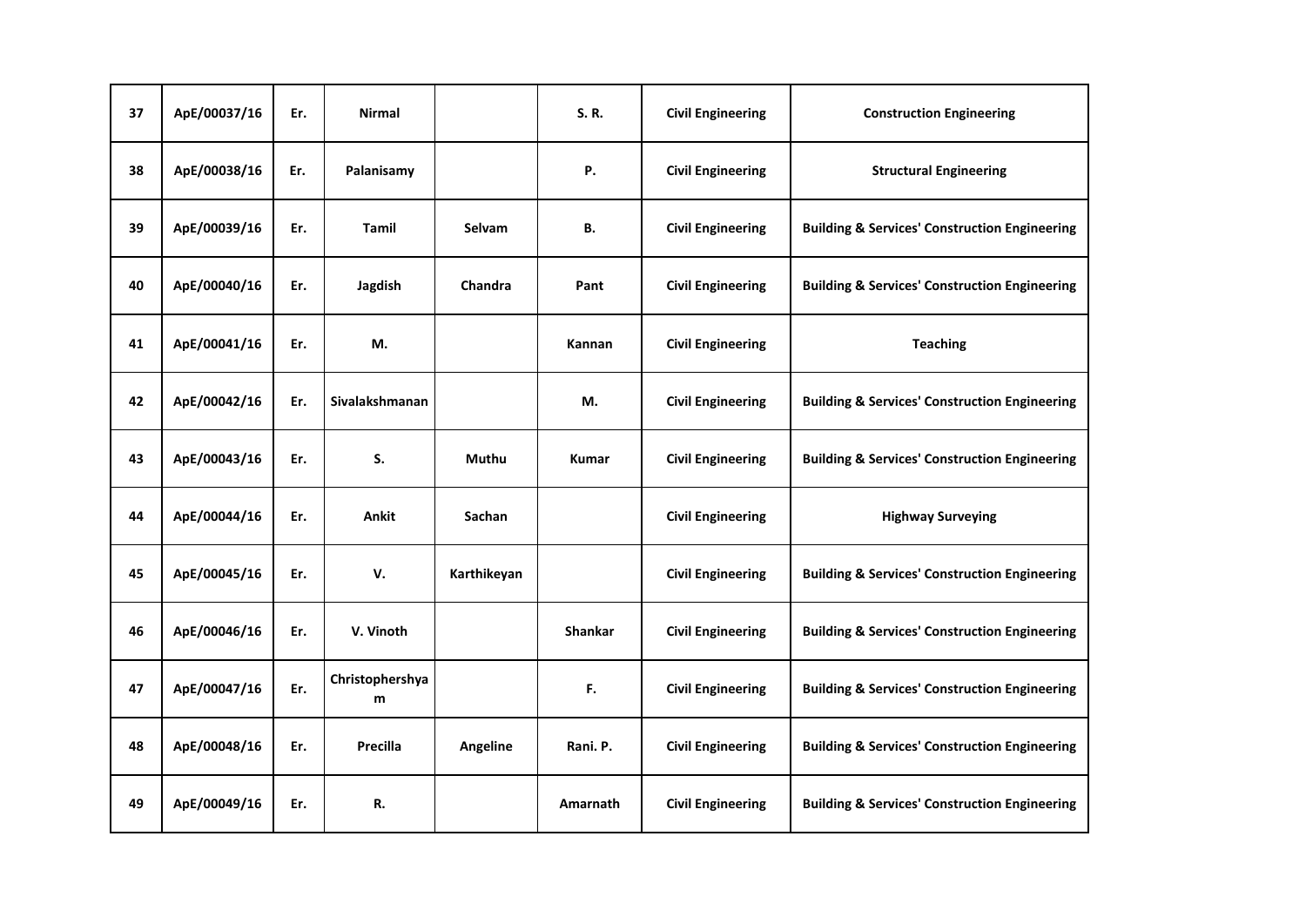| 37 | ApE/00037/16 | Er. | Nirmal | | S. R. | Civil Engineering | Construction Engineering |
|---|---|---|---|---|---|---|---|
| 38 | ApE/00038/16 | Er. | Palanisamy | | P. | Civil Engineering | Structural Engineering |
| 39 | ApE/00039/16 | Er. | Tamil | Selvam | B. | Civil Engineering | Building & Services' Construction Engineering |
| 40 | ApE/00040/16 | Er. | Jagdish | Chandra | Pant | Civil Engineering | Building & Services' Construction Engineering |
| 41 | ApE/00041/16 | Er. | M. | | Kannan | Civil Engineering | Teaching |
| 42 | ApE/00042/16 | Er. | Sivalakshmanan | | M. | Civil Engineering | Building & Services' Construction Engineering |
| 43 | ApE/00043/16 | Er. | S. | Muthu | Kumar | Civil Engineering | Building & Services' Construction Engineering |
| 44 | ApE/00044/16 | Er. | Ankit | Sachan | | Civil Engineering | Highway Surveying |
| 45 | ApE/00045/16 | Er. | V. | Karthikeyan | | Civil Engineering | Building & Services' Construction Engineering |
| 46 | ApE/00046/16 | Er. | V. Vinoth | | Shankar | Civil Engineering | Building & Services' Construction Engineering |
| 47 | ApE/00047/16 | Er. | Christophershyam | | F. | Civil Engineering | Building & Services' Construction Engineering |
| 48 | ApE/00048/16 | Er. | Precilla | Angeline | Rani. P. | Civil Engineering | Building & Services' Construction Engineering |
| 49 | ApE/00049/16 | Er. | R. | | Amarnath | Civil Engineering | Building & Services' Construction Engineering |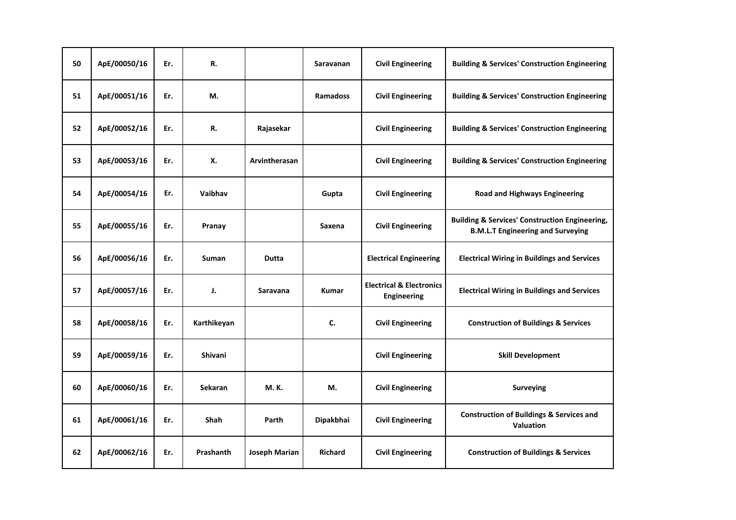| 50 | ApE/00050/16 | Er. | R. | | Saravanan | Civil Engineering | Building & Services' Construction Engineering |
|---|---|---|---|---|---|---|---|
| 51 | ApE/00051/16 | Er. | M. | | Ramadoss | Civil Engineering | Building & Services' Construction Engineering |
| 52 | ApE/00052/16 | Er. | R. | Rajasekar | | Civil Engineering | Building & Services' Construction Engineering |
| 53 | ApE/00053/16 | Er. | X. | Arvintherasan | | Civil Engineering | Building & Services' Construction Engineering |
| 54 | ApE/00054/16 | Er. | Vaibhav | | Gupta | Civil Engineering | Road and Highways Engineering |
| 55 | ApE/00055/16 | Er. | Pranay | | Saxena | Civil Engineering | Building & Services' Construction Engineering, B.M.L.T Engineering and Surveying |
| 56 | ApE/00056/16 | Er. | Suman | Dutta | | Electrical Engineering | Electrical Wiring in Buildings and Services |
| 57 | ApE/00057/16 | Er. | J. | Saravana | Kumar | Electrical & Electronics Engineering | Electrical Wiring in Buildings and Services |
| 58 | ApE/00058/16 | Er. | Karthikeyan | | C. | Civil Engineering | Construction of Buildings & Services |
| 59 | ApE/00059/16 | Er. | Shivani | | | Civil Engineering | Skill Development |
| 60 | ApE/00060/16 | Er. | Sekaran | M. K. | M. | Civil Engineering | Surveying |
| 61 | ApE/00061/16 | Er. | Shah | Parth | Dipakbhai | Civil Engineering | Construction of Buildings & Services and Valuation |
| 62 | ApE/00062/16 | Er. | Prashanth | Joseph Marian | Richard | Civil Engineering | Construction of Buildings & Services |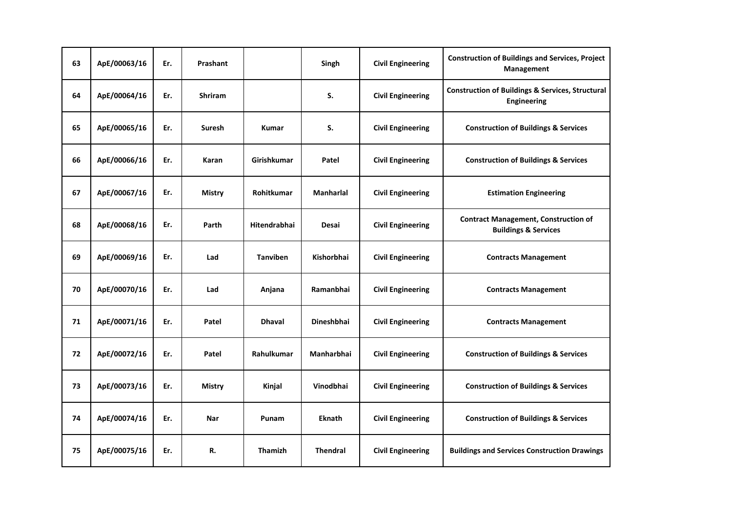| 63 | ApE/00063/16 | Er. | Prashant | | Singh | Civil Engineering | Construction of Buildings and Services, Project Management |
|---|---|---|---|---|---|---|---|
| 64 | ApE/00064/16 | Er. | Shriram | | S. | Civil Engineering | Construction of Buildings & Services, Structural Engineering |
| 65 | ApE/00065/16 | Er. | Suresh | Kumar | S. | Civil Engineering | Construction of Buildings & Services |
| 66 | ApE/00066/16 | Er. | Karan | Girishkumar | Patel | Civil Engineering | Construction of Buildings & Services |
| 67 | ApE/00067/16 | Er. | Mistry | Rohitkumar | Manharlal | Civil Engineering | Estimation Engineering |
| 68 | ApE/00068/16 | Er. | Parth | Hitendrabhai | Desai | Civil Engineering | Contract Management, Construction of Buildings & Services |
| 69 | ApE/00069/16 | Er. | Lad | Tanviben | Kishorbhai | Civil Engineering | Contracts Management |
| 70 | ApE/00070/16 | Er. | Lad | Anjana | Ramanbhai | Civil Engineering | Contracts Management |
| 71 | ApE/00071/16 | Er. | Patel | Dhaval | Dineshbhai | Civil Engineering | Contracts Management |
| 72 | ApE/00072/16 | Er. | Patel | Rahulkumar | Manharbhai | Civil Engineering | Construction of Buildings & Services |
| 73 | ApE/00073/16 | Er. | Mistry | Kinjal | Vinodbhai | Civil Engineering | Construction of Buildings & Services |
| 74 | ApE/00074/16 | Er. | Nar | Punam | Eknath | Civil Engineering | Construction of Buildings & Services |
| 75 | ApE/00075/16 | Er. | R. | Thamizh | Thendral | Civil Engineering | Buildings and Services Construction Drawings |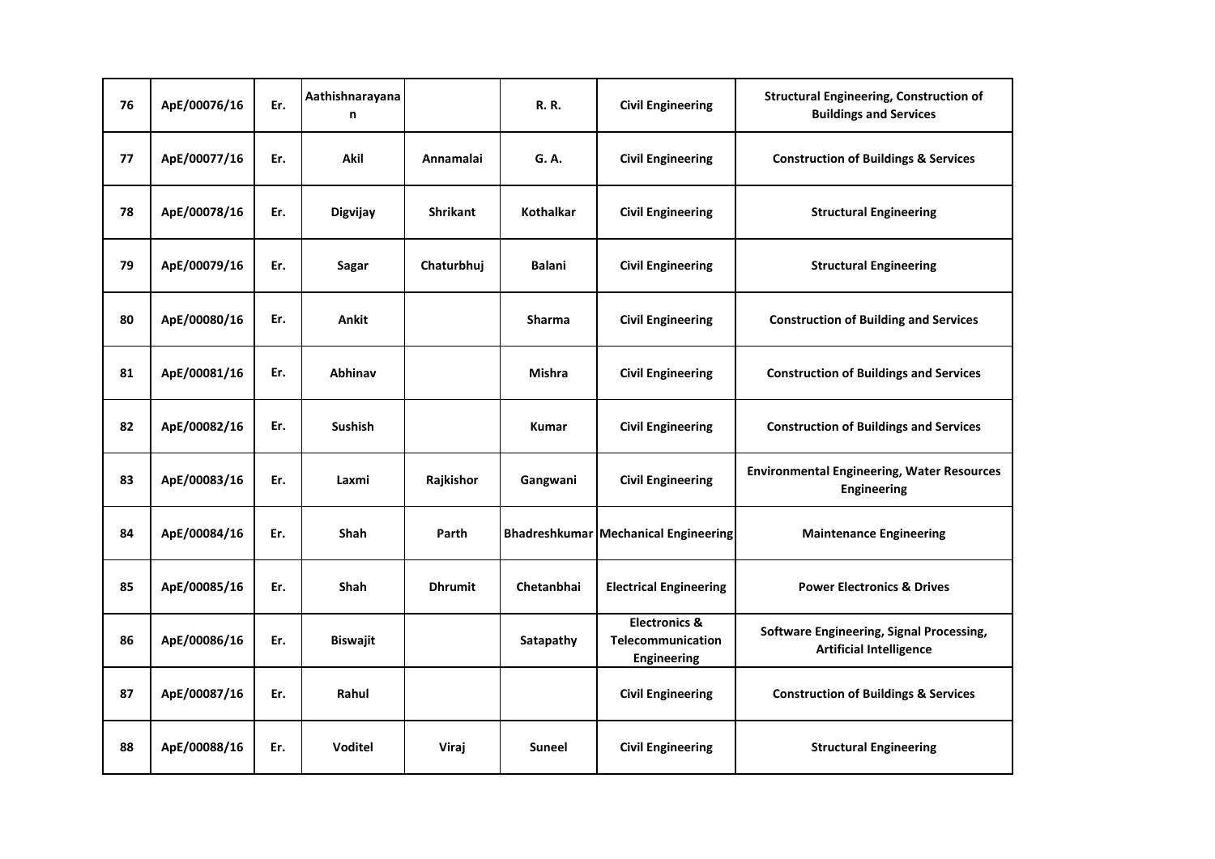| 76 | ApE/00076/16 | Er. | Aathishnarayanan | | R. R. | Civil Engineering | Structural Engineering, Construction of Buildings and Services |
|---|---|---|---|---|---|---|---|
| 77 | ApE/00077/16 | Er. | Akil | Annamalai | G. A. | Civil Engineering | Construction of Buildings & Services |
| 78 | ApE/00078/16 | Er. | Digvijay | Shrikant | Kothalkar | Civil Engineering | Structural Engineering |
| 79 | ApE/00079/16 | Er. | Sagar | Chaturbhuj | Balani | Civil Engineering | Structural Engineering |
| 80 | ApE/00080/16 | Er. | Ankit | | Sharma | Civil Engineering | Construction of Building and Services |
| 81 | ApE/00081/16 | Er. | Abhinav | | Mishra | Civil Engineering | Construction of Buildings and Services |
| 82 | ApE/00082/16 | Er. | Sushish | | Kumar | Civil Engineering | Construction of Buildings and Services |
| 83 | ApE/00083/16 | Er. | Laxmi | Rajkishor | Gangwani | Civil Engineering | Environmental Engineering, Water Resources Engineering |
| 84 | ApE/00084/16 | Er. | Shah | Parth | Bhadreshkumar | Mechanical Engineering | Maintenance Engineering |
| 85 | ApE/00085/16 | Er. | Shah | Dhrumit | Chetanbhai | Electrical Engineering | Power Electronics & Drives |
| 86 | ApE/00086/16 | Er. | Biswajit | | Satapathy | Electronics & Telecommunication Engineering | Software Engineering, Signal Processing, Artificial Intelligence |
| 87 | ApE/00087/16 | Er. | Rahul | | | Civil Engineering | Construction of Buildings & Services |
| 88 | ApE/00088/16 | Er. | Voditel | Viraj | Suneel | Civil Engineering | Structural Engineering |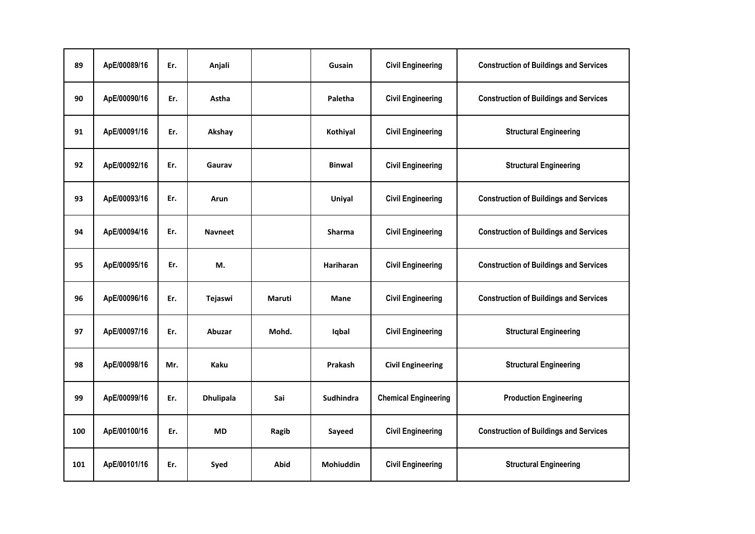| 89 | ApE/00089/16 | Er. | Anjali | | Gusain | Civil Engineering | Construction of Buildings and Services |
|---|---|---|---|---|---|---|---|
| 90 | ApE/00090/16 | Er. | Astha | | Paletha | Civil Engineering | Construction of Buildings and Services |
| 91 | ApE/00091/16 | Er. | Akshay | | Kothiyal | Civil Engineering | Structural Engineering |
| 92 | ApE/00092/16 | Er. | Gaurav | | Binwal | Civil Engineering | Structural Engineering |
| 93 | ApE/00093/16 | Er. | Arun | | Uniyal | Civil Engineering | Construction of Buildings and Services |
| 94 | ApE/00094/16 | Er. | Navneet | | Sharma | Civil Engineering | Construction of Buildings and Services |
| 95 | ApE/00095/16 | Er. | M. | | Hariharan | Civil Engineering | Construction of Buildings and Services |
| 96 | ApE/00096/16 | Er. | Tejaswi | Maruti | Mane | Civil Engineering | Construction of Buildings and Services |
| 97 | ApE/00097/16 | Er. | Abuzar | Mohd. | Iqbal | Civil Engineering | Structural Engineering |
| 98 | ApE/00098/16 | Mr. | Kaku | | Prakash | Civil Engineering | Structural Engineering |
| 99 | ApE/00099/16 | Er. | Dhulipala | Sai | Sudhindra | Chemical Engineering | Production Engineering |
| 100 | ApE/00100/16 | Er. | MD | Ragib | Sayeed | Civil Engineering | Construction of Buildings and Services |
| 101 | ApE/00101/16 | Er. | Syed | Abid | Mohiuddin | Civil Engineering | Structural Engineering |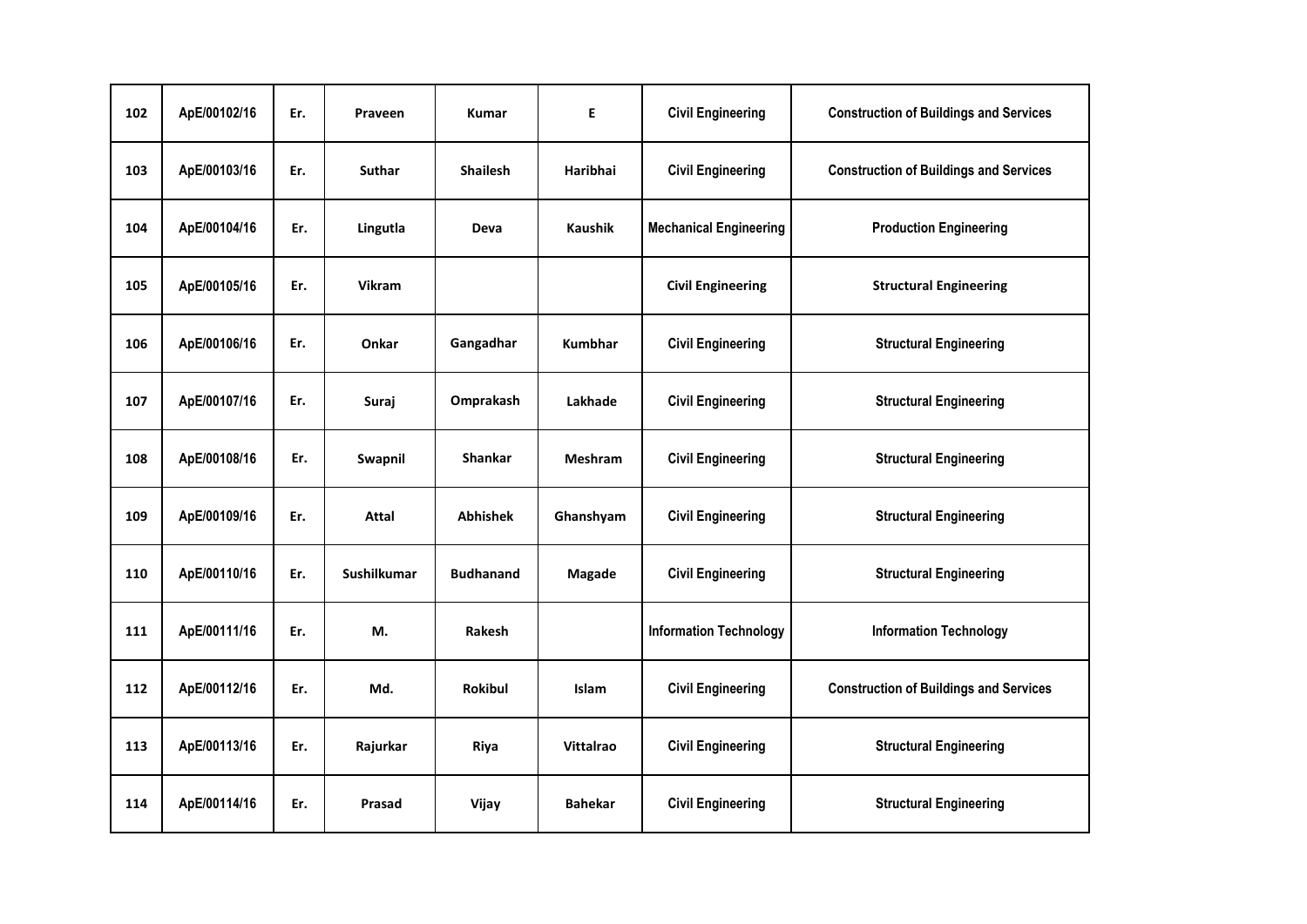| | | | | | | | |
|---|---|---|---|---|---|---|---|
| 102 | ApE/00102/16 | Er. | Praveen | Kumar | E | Civil Engineering | Construction of Buildings and Services |
| 103 | ApE/00103/16 | Er. | Suthar | Shailesh | Haribhai | Civil Engineering | Construction of Buildings and Services |
| 104 | ApE/00104/16 | Er. | Lingutla | Deva | Kaushik | Mechanical Engineering | Production Engineering |
| 105 | ApE/00105/16 | Er. | Vikram | | | Civil Engineering | Structural Engineering |
| 106 | ApE/00106/16 | Er. | Onkar | Gangadhar | Kumbhar | Civil Engineering | Structural Engineering |
| 107 | ApE/00107/16 | Er. | Suraj | Omprakash | Lakhade | Civil Engineering | Structural Engineering |
| 108 | ApE/00108/16 | Er. | Swapnil | Shankar | Meshram | Civil Engineering | Structural Engineering |
| 109 | ApE/00109/16 | Er. | Attal | Abhishek | Ghanshyam | Civil Engineering | Structural Engineering |
| 110 | ApE/00110/16 | Er. | Sushilkumar | Budhanand | Magade | Civil Engineering | Structural Engineering |
| 111 | ApE/00111/16 | Er. | M. | Rakesh | | Information Technology | Information Technology |
| 112 | ApE/00112/16 | Er. | Md. | Rokibul | Islam | Civil Engineering | Construction of Buildings and Services |
| 113 | ApE/00113/16 | Er. | Rajurkar | Riya | Vittalrao | Civil Engineering | Structural Engineering |
| 114 | ApE/00114/16 | Er. | Prasad | Vijay | Bahekar | Civil Engineering | Structural Engineering |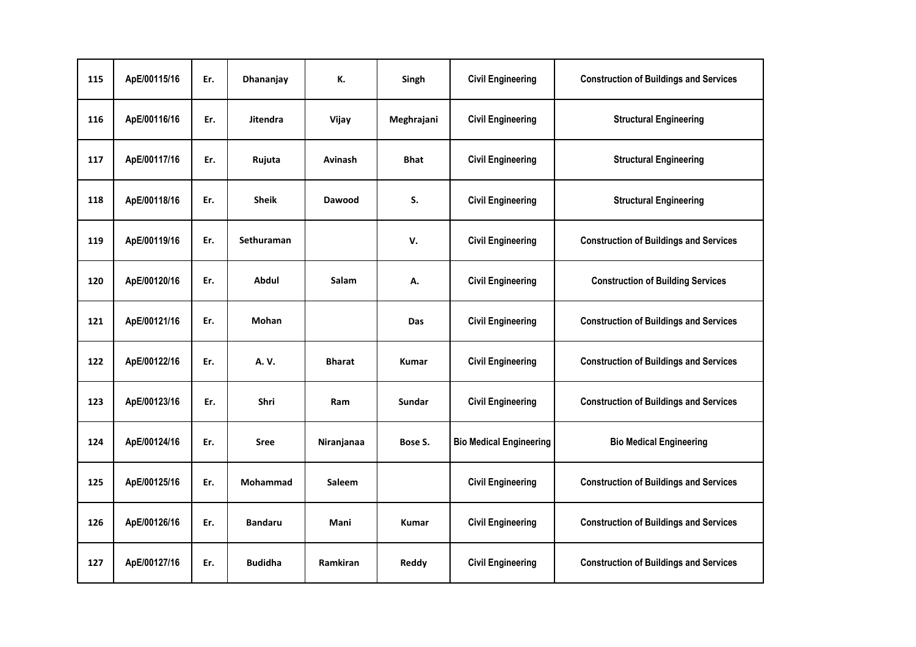| 115 | ApE/00115/16 | Er. | Dhananjay | K. | Singh | Civil Engineering | Construction of Buildings and Services |
|---|---|---|---|---|---|---|---|
| 116 | ApE/00116/16 | Er. | Jitendra | Vijay | Meghrajani | Civil Engineering | Structural Engineering |
| 117 | ApE/00117/16 | Er. | Rujuta | Avinash | Bhat | Civil Engineering | Structural Engineering |
| 118 | ApE/00118/16 | Er. | Sheik | Dawood | S. | Civil Engineering | Structural Engineering |
| 119 | ApE/00119/16 | Er. | Sethuraman | | V. | Civil Engineering | Construction of Buildings and Services |
| 120 | ApE/00120/16 | Er. | Abdul | Salam | A. | Civil Engineering | Construction of Building Services |
| 121 | ApE/00121/16 | Er. | Mohan | | Das | Civil Engineering | Construction of Buildings and Services |
| 122 | ApE/00122/16 | Er. | A. V. | Bharat | Kumar | Civil Engineering | Construction of Buildings and Services |
| 123 | ApE/00123/16 | Er. | Shri | Ram | Sundar | Civil Engineering | Construction of Buildings and Services |
| 124 | ApE/00124/16 | Er. | Sree | Niranjanaa | Bose S. | Bio Medical Engineering | Bio Medical Engineering |
| 125 | ApE/00125/16 | Er. | Mohammad | Saleem | | Civil Engineering | Construction of Buildings and Services |
| 126 | ApE/00126/16 | Er. | Bandaru | Mani | Kumar | Civil Engineering | Construction of Buildings and Services |
| 127 | ApE/00127/16 | Er. | Budidha | Ramkiran | Reddy | Civil Engineering | Construction of Buildings and Services |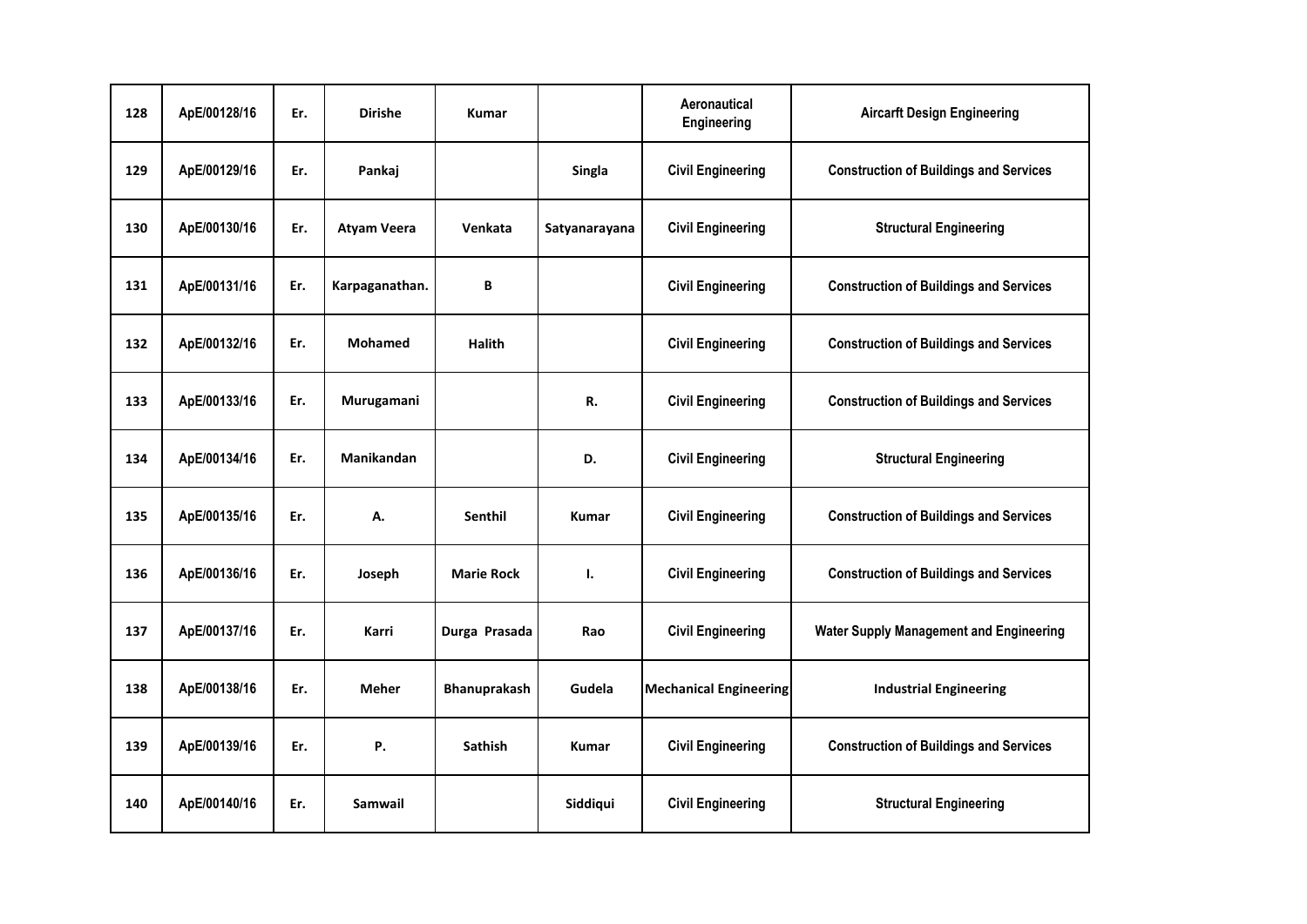| 128 | ApE/00128/16 | Er. | Dirishe | Kumar | | Aeronautical Engineering | Aircarft Design Engineering |
|---|---|---|---|---|---|---|---|
| 129 | ApE/00129/16 | Er. | Pankaj | | Singla | Civil Engineering | Construction of Buildings and Services |
| 130 | ApE/00130/16 | Er. | Atyam Veera | Venkata | Satyanarayana | Civil Engineering | Structural Engineering |
| 131 | ApE/00131/16 | Er. | Karpaganathan. | B | | Civil Engineering | Construction of Buildings and Services |
| 132 | ApE/00132/16 | Er. | Mohamed | Halith | | Civil Engineering | Construction of Buildings and Services |
| 133 | ApE/00133/16 | Er. | Murugamani | | R. | Civil Engineering | Construction of Buildings and Services |
| 134 | ApE/00134/16 | Er. | Manikandan | | D. | Civil Engineering | Structural Engineering |
| 135 | ApE/00135/16 | Er. | A. | Senthil | Kumar | Civil Engineering | Construction of Buildings and Services |
| 136 | ApE/00136/16 | Er. | Joseph | Marie Rock | I. | Civil Engineering | Construction of Buildings and Services |
| 137 | ApE/00137/16 | Er. | Karri | Durga Prasada | Rao | Civil Engineering | Water Supply Management and Engineering |
| 138 | ApE/00138/16 | Er. | Meher | Bhanuprakash | Gudela | Mechanical Engineering | Industrial Engineering |
| 139 | ApE/00139/16 | Er. | P. | Sathish | Kumar | Civil Engineering | Construction of Buildings and Services |
| 140 | ApE/00140/16 | Er. | Samwail | | Siddiqui | Civil Engineering | Structural Engineering |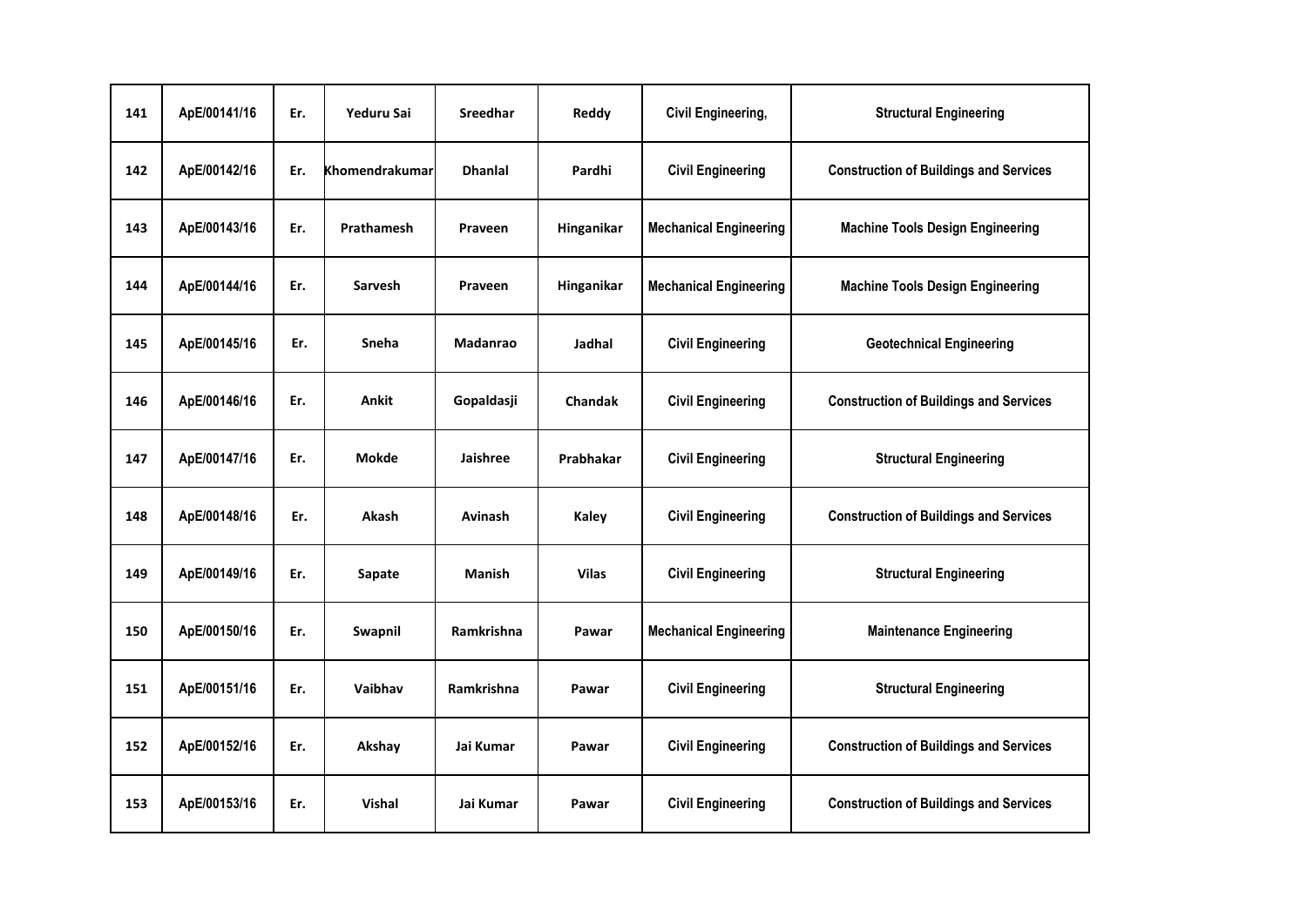| 141 | ApE/00141/16 | Er. | Yeduru Sai | Sreedhar | Reddy | Civil Engineering, | Structural Engineering |
|---|---|---|---|---|---|---|---|
| 142 | ApE/00142/16 | Er. | Khomendrakumar | Dhanlal | Pardhi | Civil Engineering | Construction of Buildings and Services |
| 143 | ApE/00143/16 | Er. | Prathamesh | Praveen | Hinganikar | Mechanical Engineering | Machine Tools Design Engineering |
| 144 | ApE/00144/16 | Er. | Sarvesh | Praveen | Hinganikar | Mechanical Engineering | Machine Tools Design Engineering |
| 145 | ApE/00145/16 | Er. | Sneha | Madanrao | Jadhal | Civil Engineering | Geotechnical Engineering |
| 146 | ApE/00146/16 | Er. | Ankit | Gopaldasji | Chandak | Civil Engineering | Construction of Buildings and Services |
| 147 | ApE/00147/16 | Er. | Mokde | Jaishree | Prabhakar | Civil Engineering | Structural Engineering |
| 148 | ApE/00148/16 | Er. | Akash | Avinash | Kaley | Civil Engineering | Construction of Buildings and Services |
| 149 | ApE/00149/16 | Er. | Sapate | Manish | Vilas | Civil Engineering | Structural Engineering |
| 150 | ApE/00150/16 | Er. | Swapnil | Ramkrishna | Pawar | Mechanical Engineering | Maintenance Engineering |
| 151 | ApE/00151/16 | Er. | Vaibhav | Ramkrishna | Pawar | Civil Engineering | Structural Engineering |
| 152 | ApE/00152/16 | Er. | Akshay | Jai Kumar | Pawar | Civil Engineering | Construction of Buildings and Services |
| 153 | ApE/00153/16 | Er. | Vishal | Jai Kumar | Pawar | Civil Engineering | Construction of Buildings and Services |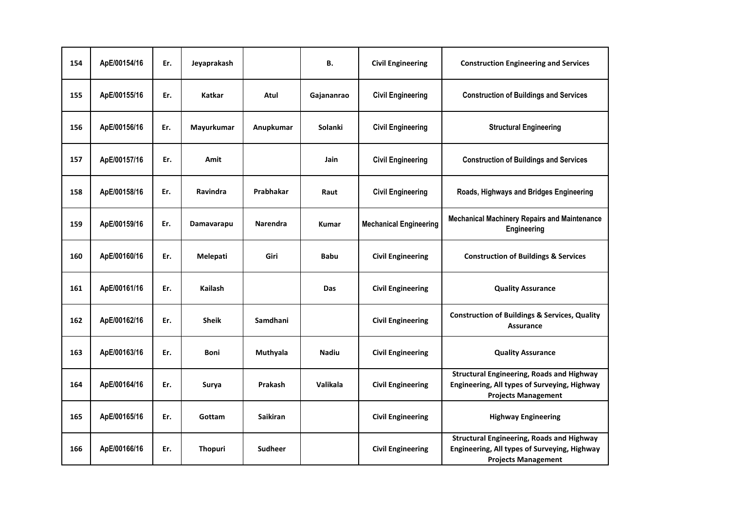| 154 | ApE/00154/16 | Er. | Jeyaprakash | | B. | Civil Engineering | Construction Engineering and Services |
|---|---|---|---|---|---|---|---|
| 155 | ApE/00155/16 | Er. | Katkar | Atul | Gajananrao | Civil Engineering | Construction of Buildings and Services |
| 156 | ApE/00156/16 | Er. | Mayurkumar | Anupkumar | Solanki | Civil Engineering | Structural Engineering |
| 157 | ApE/00157/16 | Er. | Amit | | Jain | Civil Engineering | Construction of Buildings and Services |
| 158 | ApE/00158/16 | Er. | Ravindra | Prabhakar | Raut | Civil Engineering | Roads, Highways and Bridges Engineering |
| 159 | ApE/00159/16 | Er. | Damavarapu | Narendra | Kumar | Mechanical Engineering | Mechanical Machinery Repairs and Maintenance Engineering |
| 160 | ApE/00160/16 | Er. | Melepati | Giri | Babu | Civil Engineering | Construction of Buildings & Services |
| 161 | ApE/00161/16 | Er. | Kailash | | Das | Civil Engineering | Quality Assurance |
| 162 | ApE/00162/16 | Er. | Sheik | Samdhani | | Civil Engineering | Construction of Buildings & Services, Quality Assurance |
| 163 | ApE/00163/16 | Er. | Boni | Muthyala | Nadiu | Civil Engineering | Quality Assurance |
| 164 | ApE/00164/16 | Er. | Surya | Prakash | Valikala | Civil Engineering | Structural Engineering, Roads and Highway Engineering, All types of Surveying, Highway Projects Management |
| 165 | ApE/00165/16 | Er. | Gottam | Saikiran | | Civil Engineering | Highway Engineering |
| 166 | ApE/00166/16 | Er. | Thopuri | Sudheer | | Civil Engineering | Structural Engineering, Roads and Highway Engineering, All types of Surveying, Highway Projects Management |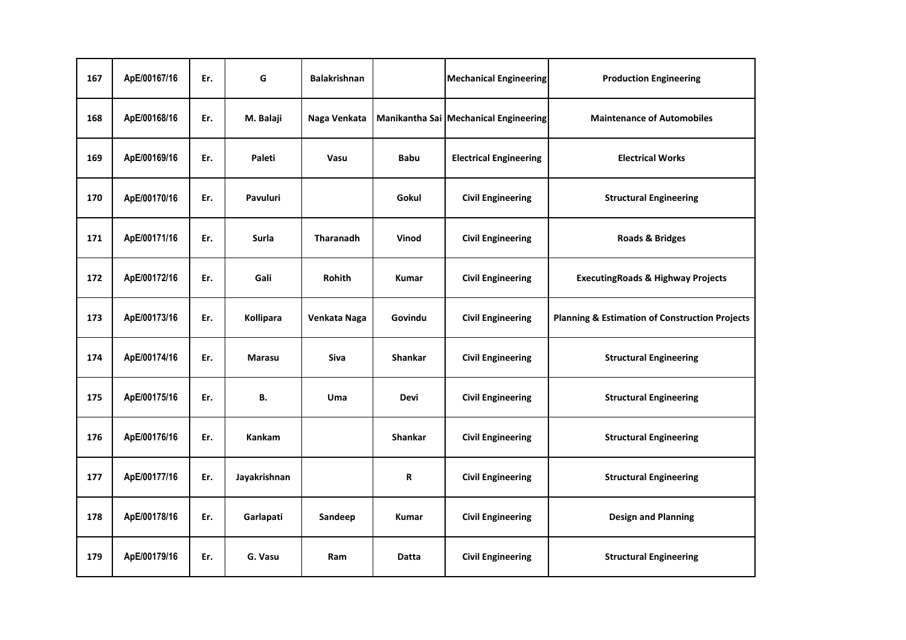| 167 | ApE/00167/16 | Er. | G | Balakrishnan | | Mechanical Engineering | Production Engineering |
|---|---|---|---|---|---|---|---|
| 168 | ApE/00168/16 | Er. | M. Balaji | Naga Venkata | Manikantha Sai | Mechanical Engineering | Maintenance of Automobiles |
| 169 | ApE/00169/16 | Er. | Paleti | Vasu | Babu | Electrical Engineering | Electrical Works |
| 170 | ApE/00170/16 | Er. | Pavuluri | | Gokul | Civil Engineering | Structural Engineering |
| 171 | ApE/00171/16 | Er. | Surla | Tharanadh | Vinod | Civil Engineering | Roads & Bridges |
| 172 | ApE/00172/16 | Er. | Gali | Rohith | Kumar | Civil Engineering | ExecutingRoads & Highway Projects |
| 173 | ApE/00173/16 | Er. | Kollipara | Venkata Naga | Govindu | Civil Engineering | Planning & Estimation of Construction Projects |
| 174 | ApE/00174/16 | Er. | Marasu | Siva | Shankar | Civil Engineering | Structural Engineering |
| 175 | ApE/00175/16 | Er. | B. | Uma | Devi | Civil Engineering | Structural Engineering |
| 176 | ApE/00176/16 | Er. | Kankam | | Shankar | Civil Engineering | Structural Engineering |
| 177 | ApE/00177/16 | Er. | Jayakrishnan | | R | Civil Engineering | Structural Engineering |
| 178 | ApE/00178/16 | Er. | Garlapati | Sandeep | Kumar | Civil Engineering | Design and Planning |
| 179 | ApE/00179/16 | Er. | G. Vasu | Ram | Datta | Civil Engineering | Structural Engineering |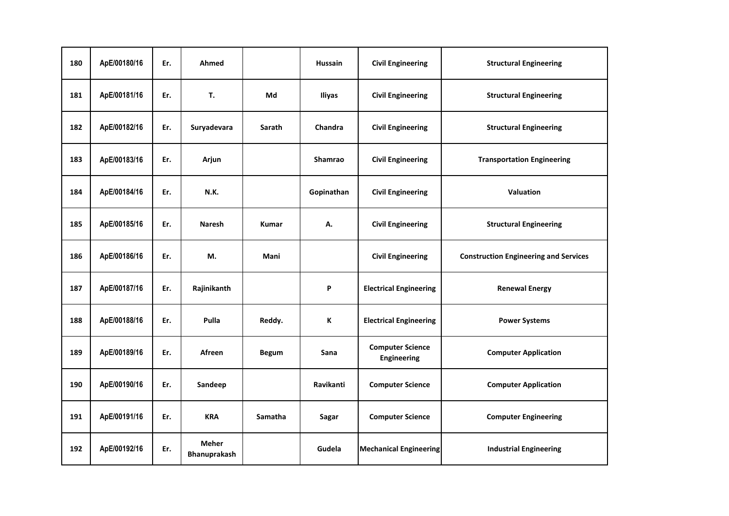| 180 | ApE/00180/16 | Er. | Ahmed | | Hussain | Civil Engineering | Structural Engineering |
|---|---|---|---|---|---|---|---|
| 181 | ApE/00181/16 | Er. | T. | Md | Iliyas | Civil Engineering | Structural Engineering |
| 182 | ApE/00182/16 | Er. | Suryadevara | Sarath | Chandra | Civil Engineering | Structural Engineering |
| 183 | ApE/00183/16 | Er. | Arjun | | Shamrao | Civil Engineering | Transportation Engineering |
| 184 | ApE/00184/16 | Er. | N.K. | | Gopinathan | Civil Engineering | Valuation |
| 185 | ApE/00185/16 | Er. | Naresh | Kumar | A. | Civil Engineering | Structural Engineering |
| 186 | ApE/00186/16 | Er. | M. | Mani | | Civil Engineering | Construction Engineering and Services |
| 187 | ApE/00187/16 | Er. | Rajinikanth | | P | Electrical Engineering | Renewal Energy |
| 188 | ApE/00188/16 | Er. | Pulla | Reddy. | K | Electrical Engineering | Power Systems |
| 189 | ApE/00189/16 | Er. | Afreen | Begum | Sana | Computer Science Engineering | Computer Application |
| 190 | ApE/00190/16 | Er. | Sandeep | | Ravikanti | Computer Science | Computer Application |
| 191 | ApE/00191/16 | Er. | KRA | Samatha | Sagar | Computer Science | Computer Engineering |
| 192 | ApE/00192/16 | Er. | Meher Bhanuprakash | | Gudela | Mechanical Engineering | Industrial Engineering |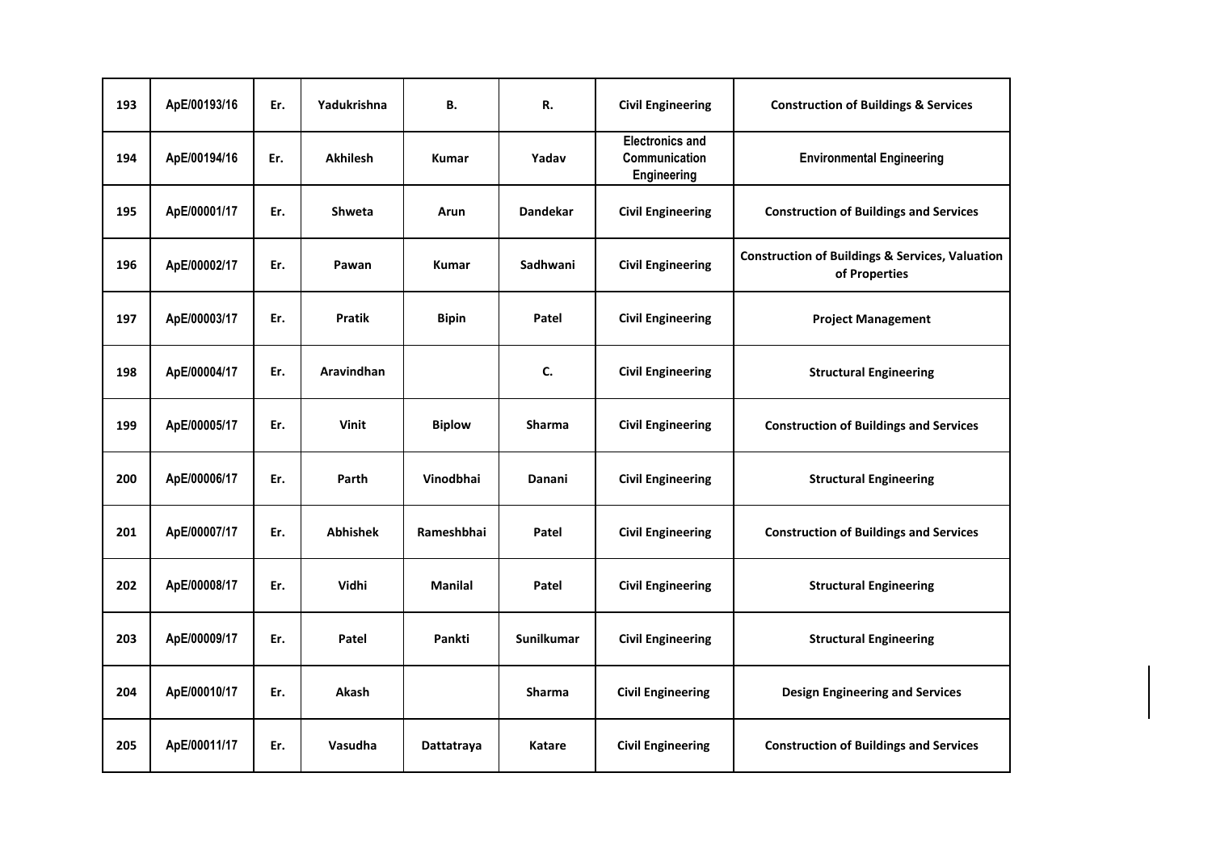| 193 | ApE/00193/16 | Er. | Yadukrishna | B. | R. | Civil Engineering | Construction of Buildings & Services |
|---|---|---|---|---|---|---|---|
| 194 | ApE/00194/16 | Er. | Akhilesh | Kumar | Yadav | Electronics and Communication Engineering | Environmental Engineering |
| 195 | ApE/00001/17 | Er. | Shweta | Arun | Dandekar | Civil Engineering | Construction of Buildings and Services |
| 196 | ApE/00002/17 | Er. | Pawan | Kumar | Sadhwani | Civil Engineering | Construction of Buildings & Services, Valuation of Properties |
| 197 | ApE/00003/17 | Er. | Pratik | Bipin | Patel | Civil Engineering | Project Management |
| 198 | ApE/00004/17 | Er. | Aravindhan | | C. | Civil Engineering | Structural Engineering |
| 199 | ApE/00005/17 | Er. | Vinit | Biplow | Sharma | Civil Engineering | Construction of Buildings and Services |
| 200 | ApE/00006/17 | Er. | Parth | Vinodbhai | Danani | Civil Engineering | Structural Engineering |
| 201 | ApE/00007/17 | Er. | Abhishek | Rameshbhai | Patel | Civil Engineering | Construction of Buildings and Services |
| 202 | ApE/00008/17 | Er. | Vidhi | Manilal | Patel | Civil Engineering | Structural Engineering |
| 203 | ApE/00009/17 | Er. | Patel | Pankti | Sunilkumar | Civil Engineering | Structural Engineering |
| 204 | ApE/00010/17 | Er. | Akash | | Sharma | Civil Engineering | Design Engineering and Services |
| 205 | ApE/00011/17 | Er. | Vasudha | Dattatraya | Katare | Civil Engineering | Construction of Buildings and Services |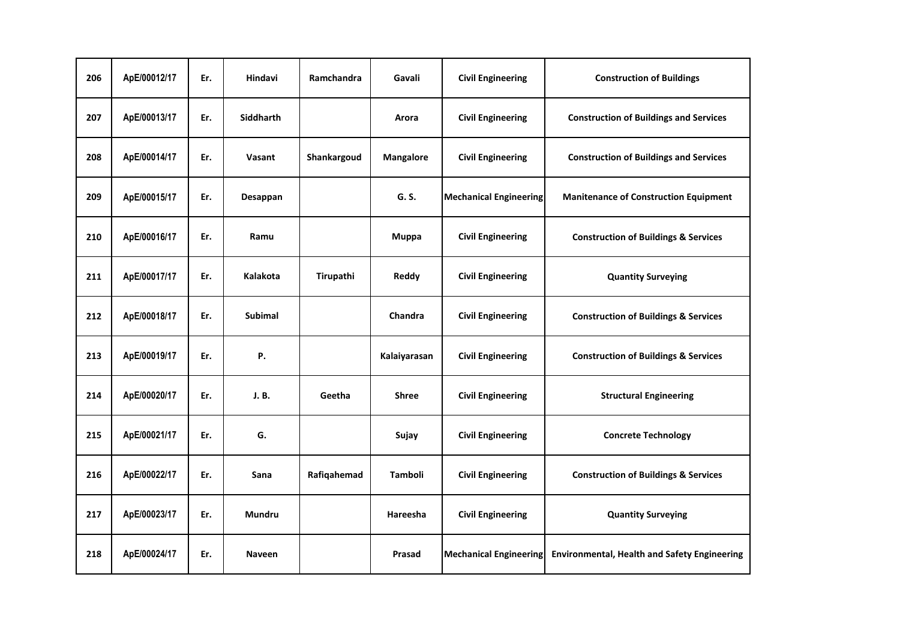| | | | | | | | |
|---|---|---|---|---|---|---|---|
| **206** | ApE/00012/17 | **Er.** | **Hindavi** | **Ramchandra** | **Gavali** | **Civil Engineering** | **Construction of Buildings** |
| **207** | ApE/00013/17 | **Er.** | **Siddharth** | | **Arora** | **Civil Engineering** | **Construction of Buildings and Services** |
| **208** | ApE/00014/17 | **Er.** | **Vasant** | **Shankargoud** | **Mangalore** | **Civil Engineering** | **Construction of Buildings and Services** |
| **209** | ApE/00015/17 | **Er.** | **Desappan** | | **G. S.** | **Mechanical Engineering** | **Manitenance of Construction Equipment** |
| **210** | ApE/00016/17 | **Er.** | **Ramu** | | **Muppa** | **Civil Engineering** | **Construction of Buildings & Services** |
| **211** | ApE/00017/17 | **Er.** | **Kalakota** | **Tirupathi** | **Reddy** | **Civil Engineering** | **Quantity Surveying** |
| **212** | ApE/00018/17 | **Er.** | **Subimal** | | **Chandra** | **Civil Engineering** | **Construction of Buildings & Services** |
| **213** | ApE/00019/17 | **Er.** | **P.** | | **Kalaiyarasan** | **Civil Engineering** | **Construction of Buildings & Services** |
| **214** | ApE/00020/17 | **Er.** | **J. B.** | **Geetha** | **Shree** | **Civil Engineering** | **Structural Engineering** |
| **215** | ApE/00021/17 | **Er.** | **G.** | | **Sujay** | **Civil Engineering** | **Concrete Technology** |
| **216** | ApE/00022/17 | **Er.** | **Sana** | **Rafiqahemad** | **Tamboli** | **Civil Engineering** | **Construction of Buildings & Services** |
| **217** | ApE/00023/17 | **Er.** | **Mundru** | | **Hareesha** | **Civil Engineering** | **Quantity Surveying** |
| **218** | ApE/00024/17 | **Er.** | **Naveen** | | **Prasad** | **Mechanical Engineering** | **Environmental, Health and Safety Engineering** |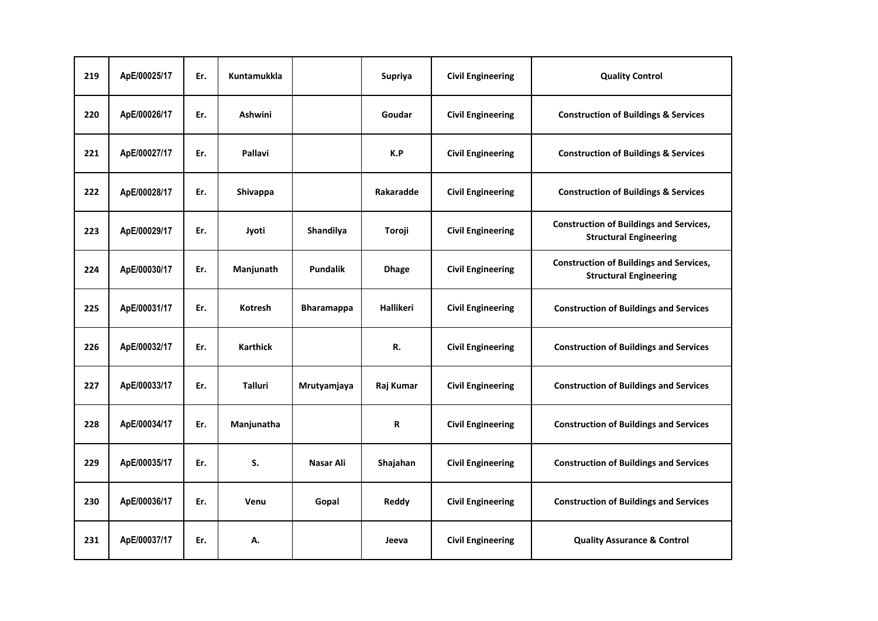| 219 | ApE/00025/17 | Er. | Kuntamukkla | | Supriya | Civil Engineering | Quality Control |
|---|---|---|---|---|---|---|---|
| 220 | ApE/00026/17 | Er. | Ashwini | | Goudar | Civil Engineering | Construction of Buildings & Services |
| 221 | ApE/00027/17 | Er. | Pallavi | | K.P | Civil Engineering | Construction of Buildings & Services |
| 222 | ApE/00028/17 | Er. | Shivappa | | Rakaradde | Civil Engineering | Construction of Buildings & Services |
| 223 | ApE/00029/17 | Er. | Jyoti | Shandilya | Toroji | Civil Engineering | Construction of Buildings and Services, Structural Engineering |
| 224 | ApE/00030/17 | Er. | Manjunath | Pundalik | Dhage | Civil Engineering | Construction of Buildings and Services, Structural Engineering |
| 225 | ApE/00031/17 | Er. | Kotresh | Bharamappa | Hallikeri | Civil Engineering | Construction of Buildings and Services |
| 226 | ApE/00032/17 | Er. | Karthick | | R. | Civil Engineering | Construction of Buildings and Services |
| 227 | ApE/00033/17 | Er. | Talluri | Mrutyamjaya | Raj Kumar | Civil Engineering | Construction of Buildings and Services |
| 228 | ApE/00034/17 | Er. | Manjunatha | | R | Civil Engineering | Construction of Buildings and Services |
| 229 | ApE/00035/17 | Er. | S. | Nasar Ali | Shajahan | Civil Engineering | Construction of Buildings and Services |
| 230 | ApE/00036/17 | Er. | Venu | Gopal | Reddy | Civil Engineering | Construction of Buildings and Services |
| 231 | ApE/00037/17 | Er. | A. | | Jeeva | Civil Engineering | Quality Assurance & Control |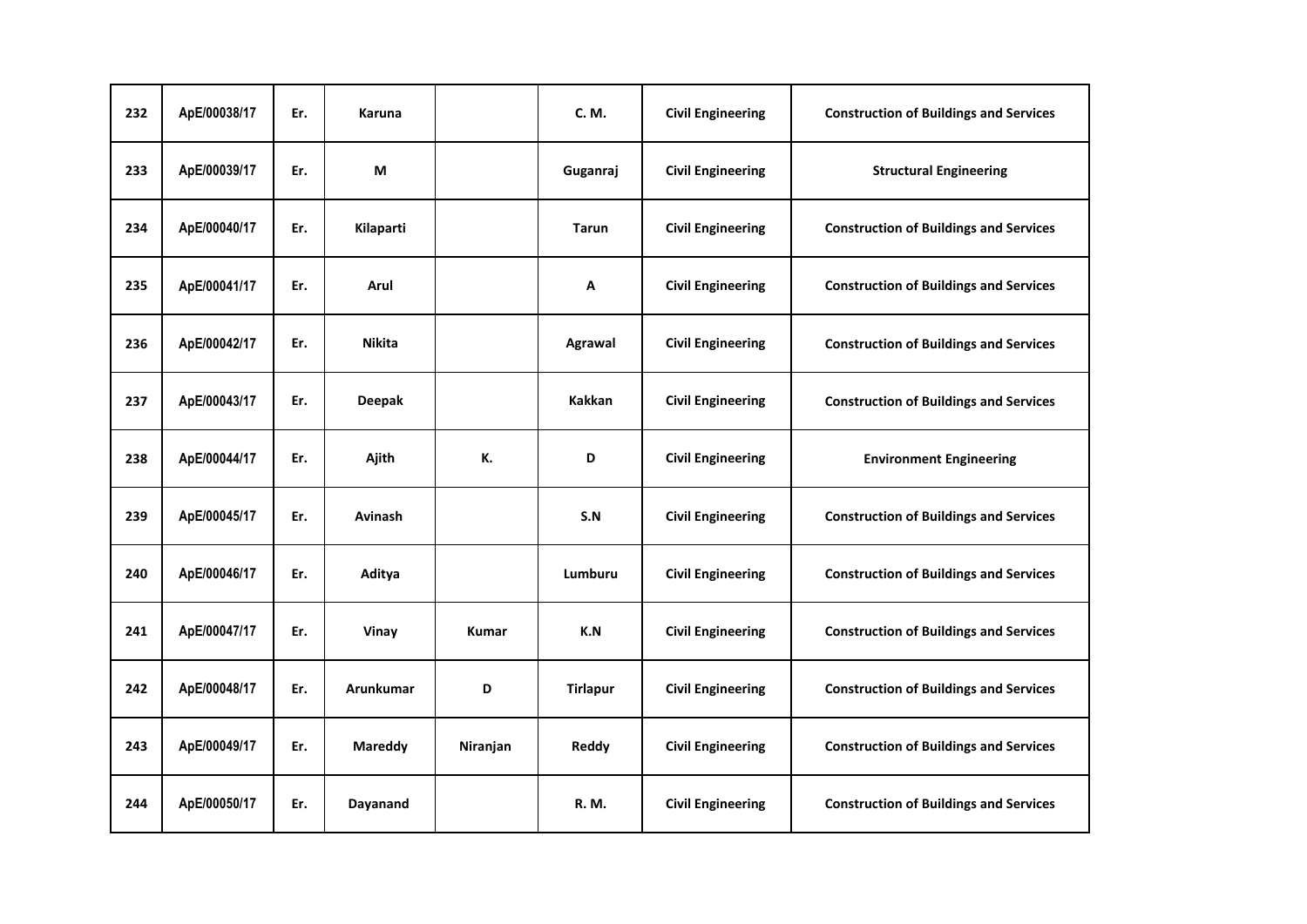| 232 | ApE/00038/17 | Er. | Karuna | | C. M. | Civil Engineering | Construction of Buildings and Services |
|---|---|---|---|---|---|---|---|
| 233 | ApE/00039/17 | Er. | M | | Guganraj | Civil Engineering | Structural Engineering |
| 234 | ApE/00040/17 | Er. | Kilaparti | | Tarun | Civil Engineering | Construction of Buildings and Services |
| 235 | ApE/00041/17 | Er. | Arul | | A | Civil Engineering | Construction of Buildings and Services |
| 236 | ApE/00042/17 | Er. | Nikita | | Agrawal | Civil Engineering | Construction of Buildings and Services |
| 237 | ApE/00043/17 | Er. | Deepak | | Kakkan | Civil Engineering | Construction of Buildings and Services |
| 238 | ApE/00044/17 | Er. | Ajith | K. | D | Civil Engineering | Environment Engineering |
| 239 | ApE/00045/17 | Er. | Avinash | | S.N | Civil Engineering | Construction of Buildings and Services |
| 240 | ApE/00046/17 | Er. | Aditya | | Lumburu | Civil Engineering | Construction of Buildings and Services |
| 241 | ApE/00047/17 | Er. | Vinay | Kumar | K.N | Civil Engineering | Construction of Buildings and Services |
| 242 | ApE/00048/17 | Er. | Arunkumar | D | Tirlapur | Civil Engineering | Construction of Buildings and Services |
| 243 | ApE/00049/17 | Er. | Mareddy | Niranjan | Reddy | Civil Engineering | Construction of Buildings and Services |
| 244 | ApE/00050/17 | Er. | Dayanand | | R. M. | Civil Engineering | Construction of Buildings and Services |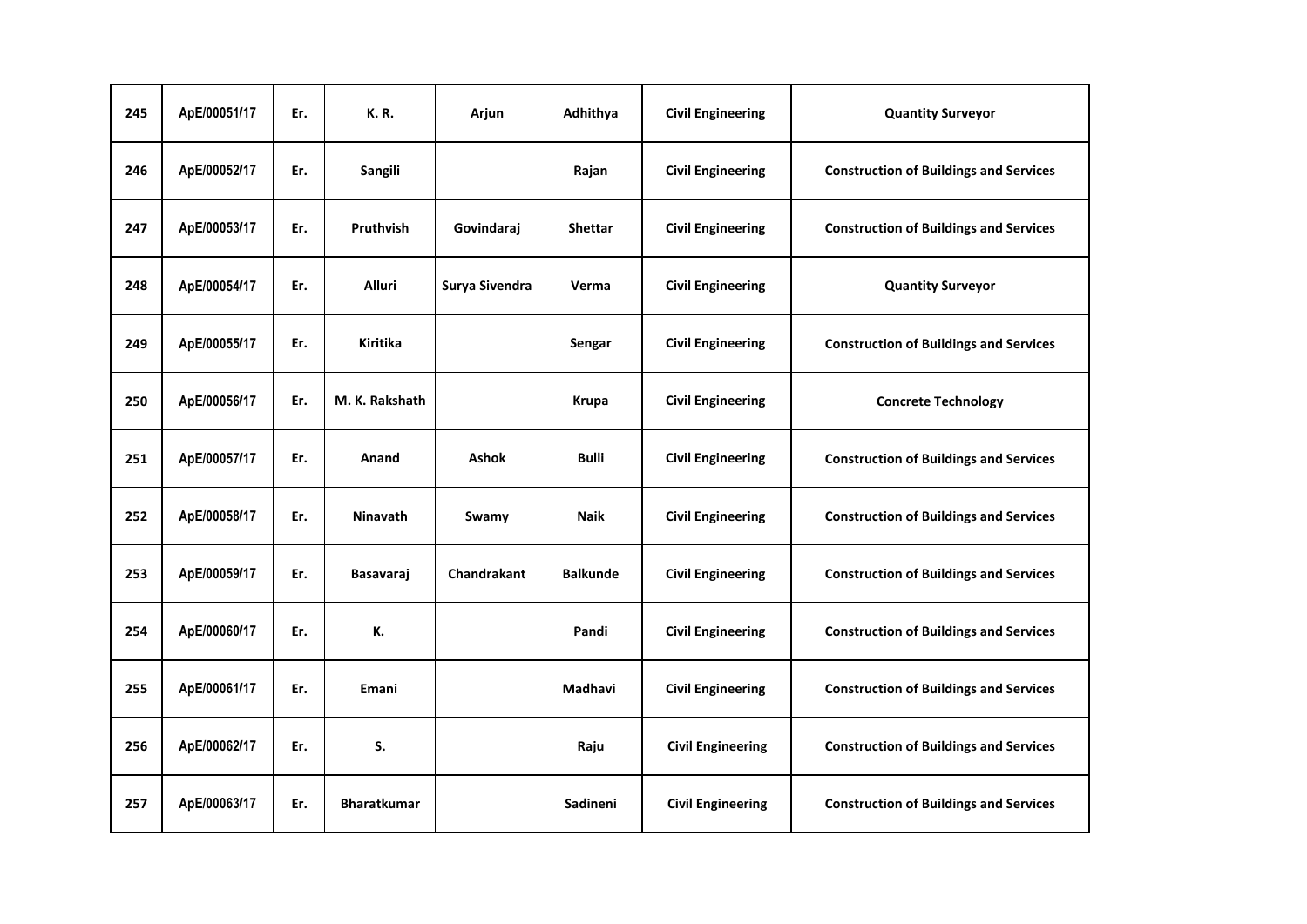| 245 | ApE/00051/17 | Er. | K. R. | Arjun | Adhithya | Civil Engineering | Quantity Surveyor |
|---|---|---|---|---|---|---|---|
| 246 | ApE/00052/17 | Er. | Sangili | | Rajan | Civil Engineering | Construction of Buildings and Services |
| 247 | ApE/00053/17 | Er. | Pruthvish | Govindaraj | Shettar | Civil Engineering | Construction of Buildings and Services |
| 248 | ApE/00054/17 | Er. | Alluri | Surya Sivendra | Verma | Civil Engineering | Quantity Surveyor |
| 249 | ApE/00055/17 | Er. | Kiritika | | Sengar | Civil Engineering | Construction of Buildings and Services |
| 250 | ApE/00056/17 | Er. | M. K. Rakshath | | Krupa | Civil Engineering | Concrete Technology |
| 251 | ApE/00057/17 | Er. | Anand | Ashok | Bulli | Civil Engineering | Construction of Buildings and Services |
| 252 | ApE/00058/17 | Er. | Ninavath | Swamy | Naik | Civil Engineering | Construction of Buildings and Services |
| 253 | ApE/00059/17 | Er. | Basavaraj | Chandrakant | Balkunde | Civil Engineering | Construction of Buildings and Services |
| 254 | ApE/00060/17 | Er. | K. | | Pandi | Civil Engineering | Construction of Buildings and Services |
| 255 | ApE/00061/17 | Er. | Emani | | Madhavi | Civil Engineering | Construction of Buildings and Services |
| 256 | ApE/00062/17 | Er. | S. | | Raju | Civil Engineering | Construction of Buildings and Services |
| 257 | ApE/00063/17 | Er. | Bharatkumar | | Sadineni | Civil Engineering | Construction of Buildings and Services |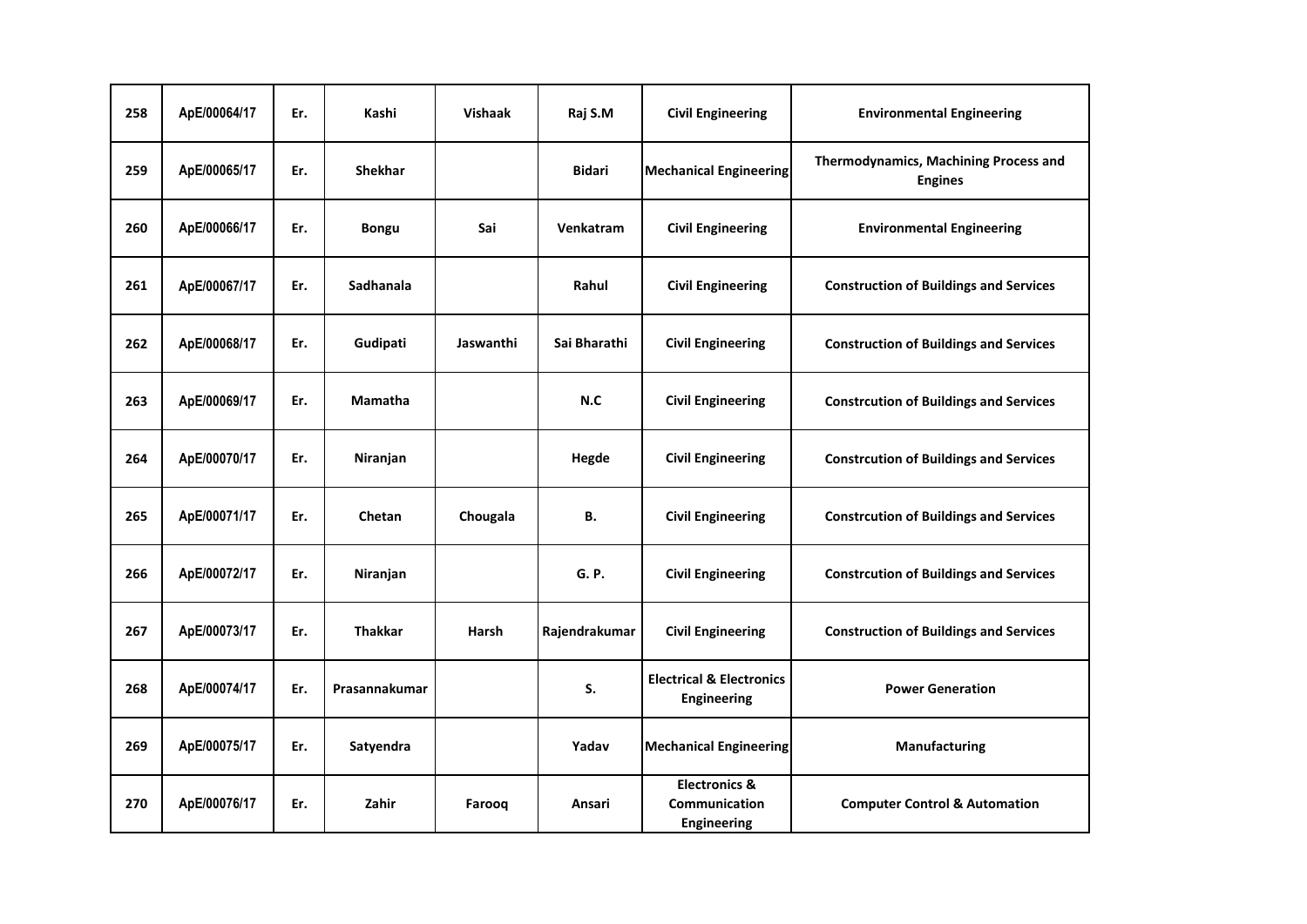| 258 | ApE/00064/17 | Er. | Kashi | Vishaak | Raj S.M | Civil Engineering | Environmental Engineering |
|---|---|---|---|---|---|---|---|
| 259 | ApE/00065/17 | Er. | Shekhar | | Bidari | Mechanical Engineering | Thermodynamics, Machining Process and Engines |
| 260 | ApE/00066/17 | Er. | Bongu | Sai | Venkatram | Civil Engineering | Environmental Engineering |
| 261 | ApE/00067/17 | Er. | Sadhanala | | Rahul | Civil Engineering | Construction of Buildings and Services |
| 262 | ApE/00068/17 | Er. | Gudipati | Jaswanthi | Sai Bharathi | Civil Engineering | Construction of Buildings and Services |
| 263 | ApE/00069/17 | Er. | Mamatha | | N.C | Civil Engineering | Constrcution of Buildings and Services |
| 264 | ApE/00070/17 | Er. | Niranjan | | Hegde | Civil Engineering | Constrcution of Buildings and Services |
| 265 | ApE/00071/17 | Er. | Chetan | Chougala | B. | Civil Engineering | Constrcution of Buildings and Services |
| 266 | ApE/00072/17 | Er. | Niranjan | | G. P. | Civil Engineering | Constrcution of Buildings and Services |
| 267 | ApE/00073/17 | Er. | Thakkar | Harsh | Rajendrakumar | Civil Engineering | Construction of Buildings and Services |
| 268 | ApE/00074/17 | Er. | Prasannakumar | | S. | Electrical & Electronics Engineering | Power Generation |
| 269 | ApE/00075/17 | Er. | Satyendra | | Yadav | Mechanical Engineering | Manufacturing |
| 270 | ApE/00076/17 | Er. | Zahir | Farooq | Ansari | Electronics & Communication Engineering | Computer Control & Automation |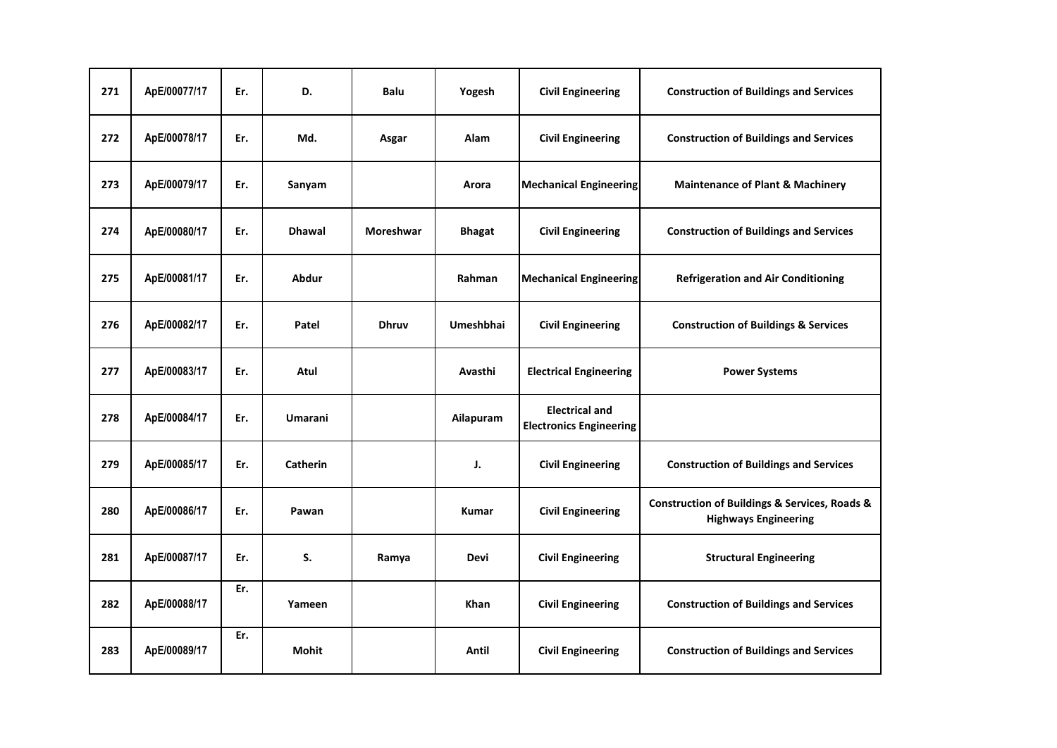| 271 | ApE/00077/17 | Er. | D. | Balu | Yogesh | Civil Engineering | Construction of Buildings and Services |
|---|---|---|---|---|---|---|---|
| 272 | ApE/00078/17 | Er. | Md. | Asgar | Alam | Civil Engineering | Construction of Buildings and Services |
| 273 | ApE/00079/17 | Er. | Sanyam | | Arora | Mechanical Engineering | Maintenance of Plant & Machinery |
| 274 | ApE/00080/17 | Er. | Dhawal | Moreshwar | Bhagat | Civil Engineering | Construction of Buildings and Services |
| 275 | ApE/00081/17 | Er. | Abdur | | Rahman | Mechanical Engineering | Refrigeration and Air Conditioning |
| 276 | ApE/00082/17 | Er. | Patel | Dhruv | Umeshbhai | Civil Engineering | Construction of Buildings & Services |
| 277 | ApE/00083/17 | Er. | Atul | | Avasthi | Electrical Engineering | Power Systems |
| 278 | ApE/00084/17 | Er. | Umarani | | Ailapuram | Electrical and Electronics Engineering | |
| 279 | ApE/00085/17 | Er. | Catherin | | J. | Civil Engineering | Construction of Buildings and Services |
| 280 | ApE/00086/17 | Er. | Pawan | | Kumar | Civil Engineering | Construction of Buildings & Services, Roads & Highways Engineering |
| 281 | ApE/00087/17 | Er. | S. | Ramya | Devi | Civil Engineering | Structural Engineering |
| 282 | ApE/00088/17 | Er. | Yameen | | Khan | Civil Engineering | Construction of Buildings and Services |
| 283 | ApE/00089/17 | Er. | Mohit | | Antil | Civil Engineering | Construction of Buildings and Services |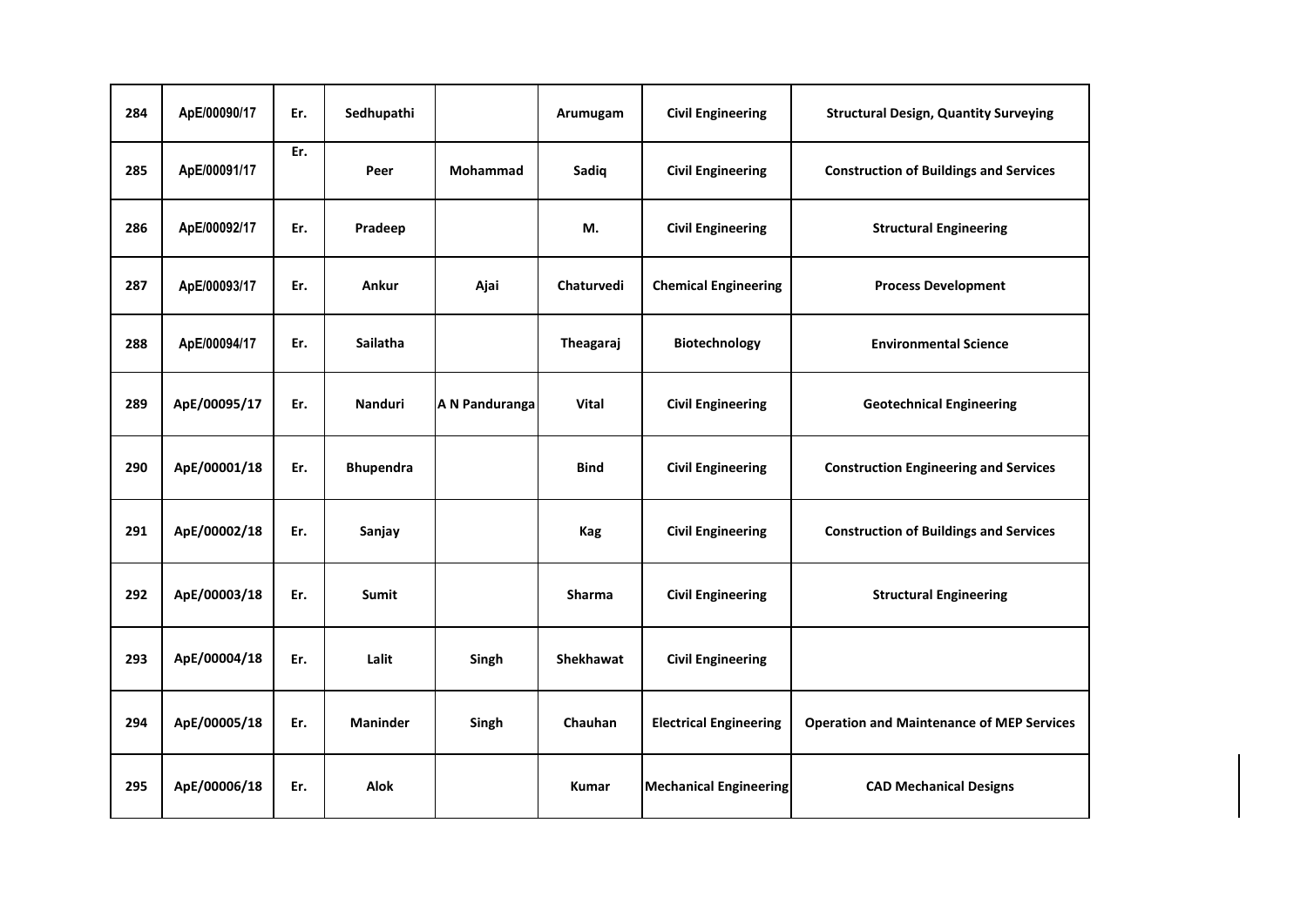| 284 | ApE/00090/17 | Er. | Sedhupathi | | Arumugam | Civil Engineering | Structural Design, Quantity Surveying |
|---|---|---|---|---|---|---|---|
| 285 | ApE/00091/17 | Er. | Peer | Mohammad | Sadiq | Civil Engineering | Construction of Buildings and Services |
| 286 | ApE/00092/17 | Er. | Pradeep | | M. | Civil Engineering | Structural Engineering |
| 287 | ApE/00093/17 | Er. | Ankur | Ajai | Chaturvedi | Chemical Engineering | Process Development |
| 288 | ApE/00094/17 | Er. | Sailatha | | Theagaraj | Biotechnology | Environmental Science |
| 289 | ApE/00095/17 | Er. | Nanduri | A N Panduranga | Vital | Civil Engineering | Geotechnical Engineering |
| 290 | ApE/00001/18 | Er. | Bhupendra | | Bind | Civil Engineering | Construction Engineering and Services |
| 291 | ApE/00002/18 | Er. | Sanjay | | Kag | Civil Engineering | Construction of Buildings and Services |
| 292 | ApE/00003/18 | Er. | Sumit | | Sharma | Civil Engineering | Structural Engineering |
| 293 | ApE/00004/18 | Er. | Lalit | Singh | Shekhawat | Civil Engineering | |
| 294 | ApE/00005/18 | Er. | Maninder | Singh | Chauhan | Electrical Engineering | Operation and Maintenance of MEP Services |
| 295 | ApE/00006/18 | Er. | Alok | | Kumar | Mechanical Engineering | CAD Mechanical Designs |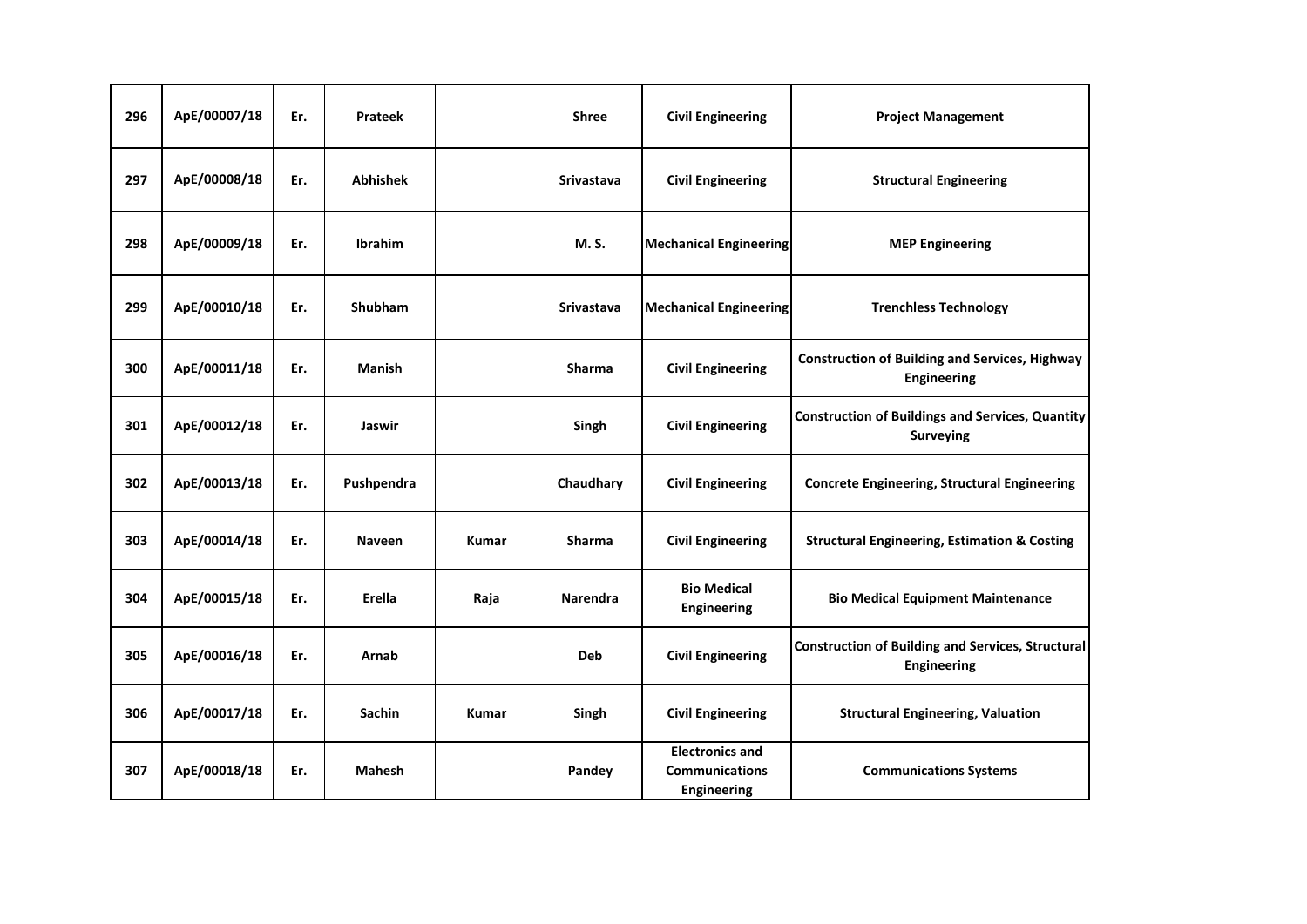| 296 | ApE/00007/18 | Er. | Prateek | | Shree | Civil Engineering | Project Management |
|---|---|---|---|---|---|---|---|
| 297 | ApE/00008/18 | Er. | Abhishek | | Srivastava | Civil Engineering | Structural Engineering |
| 298 | ApE/00009/18 | Er. | Ibrahim | | M. S. | Mechanical Engineering | MEP Engineering |
| 299 | ApE/00010/18 | Er. | Shubham | | Srivastava | Mechanical Engineering | Trenchless Technology |
| 300 | ApE/00011/18 | Er. | Manish | | Sharma | Civil Engineering | Construction of Building and Services, Highway Engineering |
| 301 | ApE/00012/18 | Er. | Jaswir | | Singh | Civil Engineering | Construction of Buildings and Services, Quantity Surveying |
| 302 | ApE/00013/18 | Er. | Pushpendra | | Chaudhary | Civil Engineering | Concrete Engineering, Structural Engineering |
| 303 | ApE/00014/18 | Er. | Naveen | Kumar | Sharma | Civil Engineering | Structural Engineering, Estimation & Costing |
| 304 | ApE/00015/18 | Er. | Erella | Raja | Narendra | Bio Medical Engineering | Bio Medical Equipment Maintenance |
| 305 | ApE/00016/18 | Er. | Arnab | | Deb | Civil Engineering | Construction of Building and Services, Structural Engineering |
| 306 | ApE/00017/18 | Er. | Sachin | Kumar | Singh | Civil Engineering | Structural Engineering, Valuation |
| 307 | ApE/00018/18 | Er. | Mahesh | | Pandey | Electronics and Communications Engineering | Communications Systems |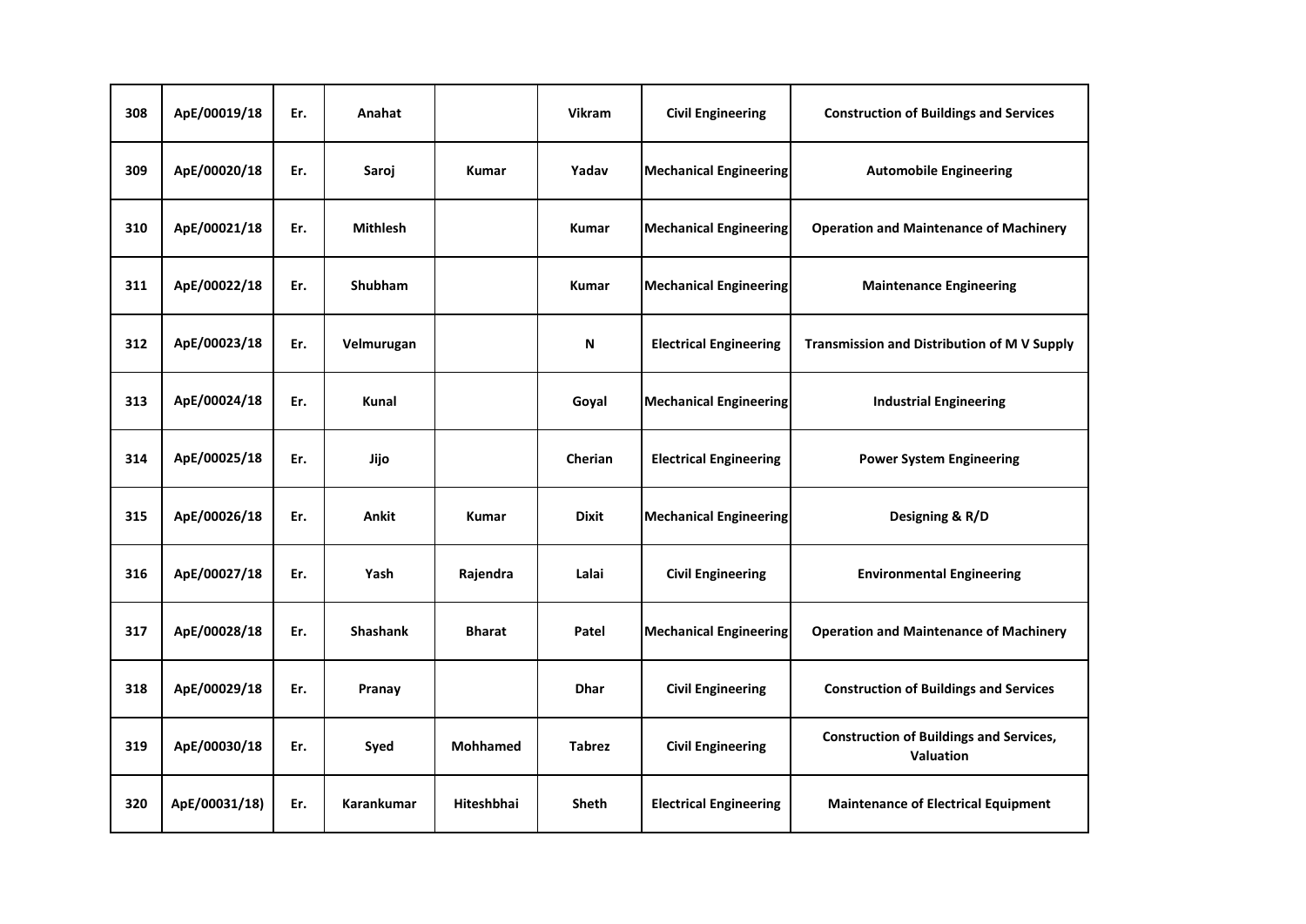| 308 | ApE/00019/18 | Er. | Anahat | | Vikram | Civil Engineering | Construction of Buildings and Services |
|---|---|---|---|---|---|---|---|
| 309 | ApE/00020/18 | Er. | Saroj | Kumar | Yadav | Mechanical Engineering | Automobile Engineering |
| 310 | ApE/00021/18 | Er. | Mithlesh | | Kumar | Mechanical Engineering | Operation and Maintenance of Machinery |
| 311 | ApE/00022/18 | Er. | Shubham | | Kumar | Mechanical Engineering | Maintenance Engineering |
| 312 | ApE/00023/18 | Er. | Velmurugan | | N | Electrical Engineering | Transmission and Distribution of M V Supply |
| 313 | ApE/00024/18 | Er. | Kunal | | Goyal | Mechanical Engineering | Industrial Engineering |
| 314 | ApE/00025/18 | Er. | Jijo | | Cherian | Electrical Engineering | Power System Engineering |
| 315 | ApE/00026/18 | Er. | Ankit | Kumar | Dixit | Mechanical Engineering | Designing & R/D |
| 316 | ApE/00027/18 | Er. | Yash | Rajendra | Lalai | Civil Engineering | Environmental Engineering |
| 317 | ApE/00028/18 | Er. | Shashank | Bharat | Patel | Mechanical Engineering | Operation and Maintenance of Machinery |
| 318 | ApE/00029/18 | Er. | Pranay | | Dhar | Civil Engineering | Construction of Buildings and Services |
| 319 | ApE/00030/18 | Er. | Syed | Mohhamed | Tabrez | Civil Engineering | Construction of Buildings and Services, Valuation |
| 320 | ApE/00031/18) | Er. | Karankumar | Hiteshbhai | Sheth | Electrical Engineering | Maintenance of Electrical Equipment |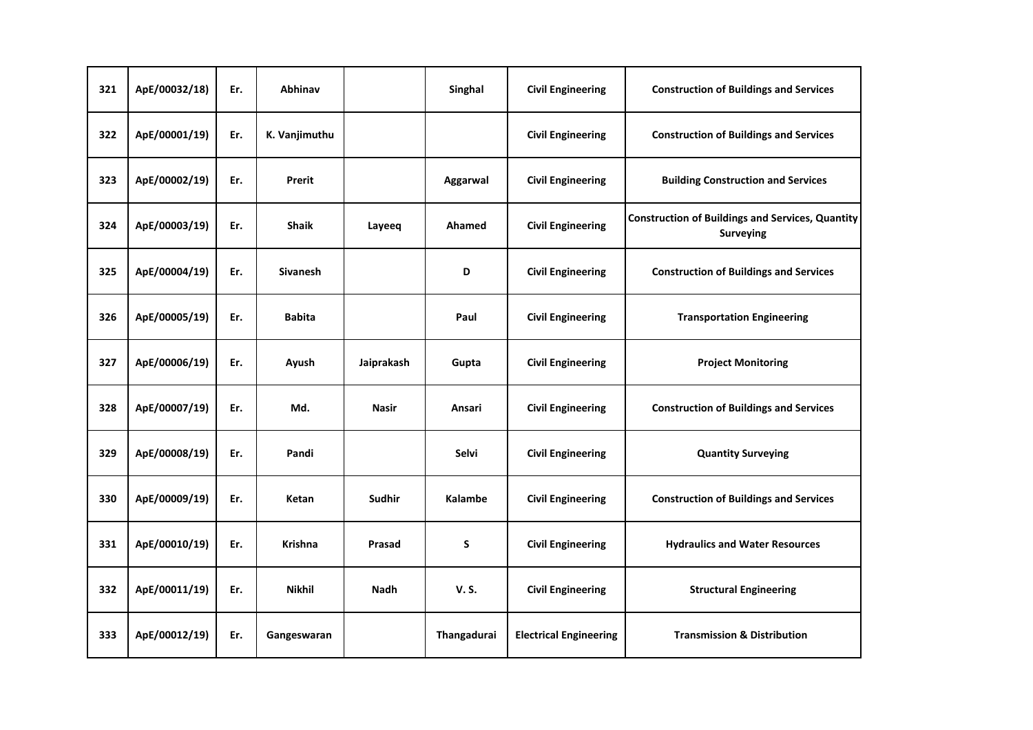| 321 | ApE/00032/18) | Er. | Abhinav | | Singhal | Civil Engineering | Construction of Buildings and Services |
|---|---|---|---|---|---|---|---|
| 322 | ApE/00001/19) | Er. | K. Vanjimuthu | | | Civil Engineering | Construction of Buildings and Services |
| 323 | ApE/00002/19) | Er. | Prerit | | Aggarwal | Civil Engineering | Building Construction and Services |
| 324 | ApE/00003/19) | Er. | Shaik | Layeeq | Ahamed | Civil Engineering | Construction of Buildings and Services, Quantity Surveying |
| 325 | ApE/00004/19) | Er. | Sivanesh | | D | Civil Engineering | Construction of Buildings and Services |
| 326 | ApE/00005/19) | Er. | Babita | | Paul | Civil Engineering | Transportation Engineering |
| 327 | ApE/00006/19) | Er. | Ayush | Jaiprakash | Gupta | Civil Engineering | Project Monitoring |
| 328 | ApE/00007/19) | Er. | Md. | Nasir | Ansari | Civil Engineering | Construction of Buildings and Services |
| 329 | ApE/00008/19) | Er. | Pandi | | Selvi | Civil Engineering | Quantity Surveying |
| 330 | ApE/00009/19) | Er. | Ketan | Sudhir | Kalambe | Civil Engineering | Construction of Buildings and Services |
| 331 | ApE/00010/19) | Er. | Krishna | Prasad | S | Civil Engineering | Hydraulics and Water Resources |
| 332 | ApE/00011/19) | Er. | Nikhil | Nadh | V. S. | Civil Engineering | Structural Engineering |
| 333 | ApE/00012/19) | Er. | Gangeswaran | | Thangadurai | Electrical Engineering | Transmission & Distribution |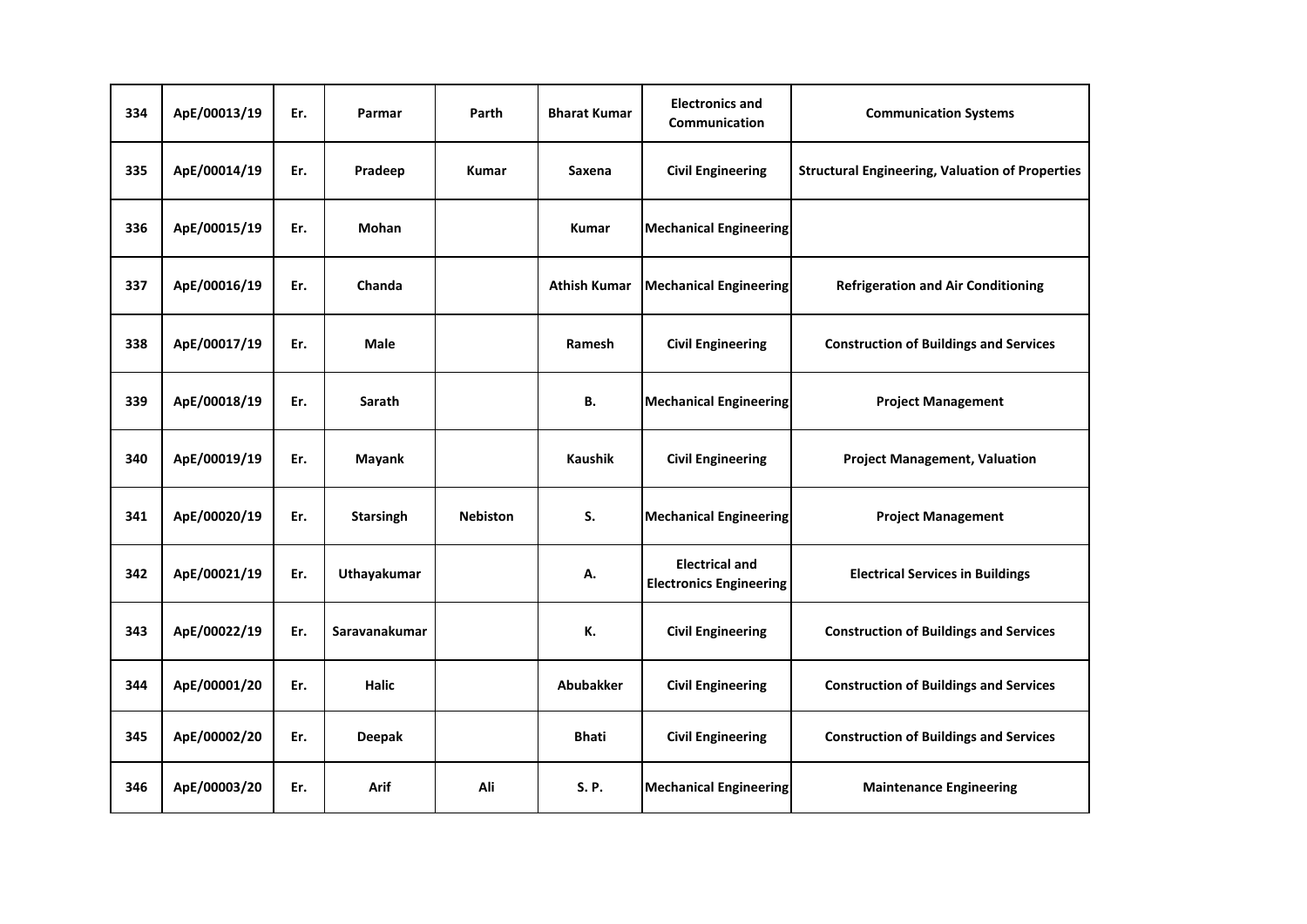| 334 | ApE/00013/19 | Er. | Parmar | Parth | Bharat Kumar | Electronics and Communication | Communication Systems |
|---|---|---|---|---|---|---|---|
| 335 | ApE/00014/19 | Er. | Pradeep | Kumar | Saxena | Civil Engineering | Structural Engineering, Valuation of Properties |
| 336 | ApE/00015/19 | Er. | Mohan | | Kumar | Mechanical Engineering | |
| 337 | ApE/00016/19 | Er. | Chanda | | Athish Kumar | Mechanical Engineering | Refrigeration and Air Conditioning |
| 338 | ApE/00017/19 | Er. | Male | | Ramesh | Civil Engineering | Construction of Buildings and Services |
| 339 | ApE/00018/19 | Er. | Sarath | | B. | Mechanical Engineering | Project Management |
| 340 | ApE/00019/19 | Er. | Mayank | | Kaushik | Civil Engineering | Project Management, Valuation |
| 341 | ApE/00020/19 | Er. | Starsingh | Nebiston | S. | Mechanical Engineering | Project Management |
| 342 | ApE/00021/19 | Er. | Uthayakumar | | A. | Electrical and Electronics Engineering | Electrical Services in Buildings |
| 343 | ApE/00022/19 | Er. | Saravanakumar | | K. | Civil Engineering | Construction of Buildings and Services |
| 344 | ApE/00001/20 | Er. | Halic | | Abubakker | Civil Engineering | Construction of Buildings and Services |
| 345 | ApE/00002/20 | Er. | Deepak | | Bhati | Civil Engineering | Construction of Buildings and Services |
| 346 | ApE/00003/20 | Er. | Arif | Ali | S. P. | Mechanical Engineering | Maintenance Engineering |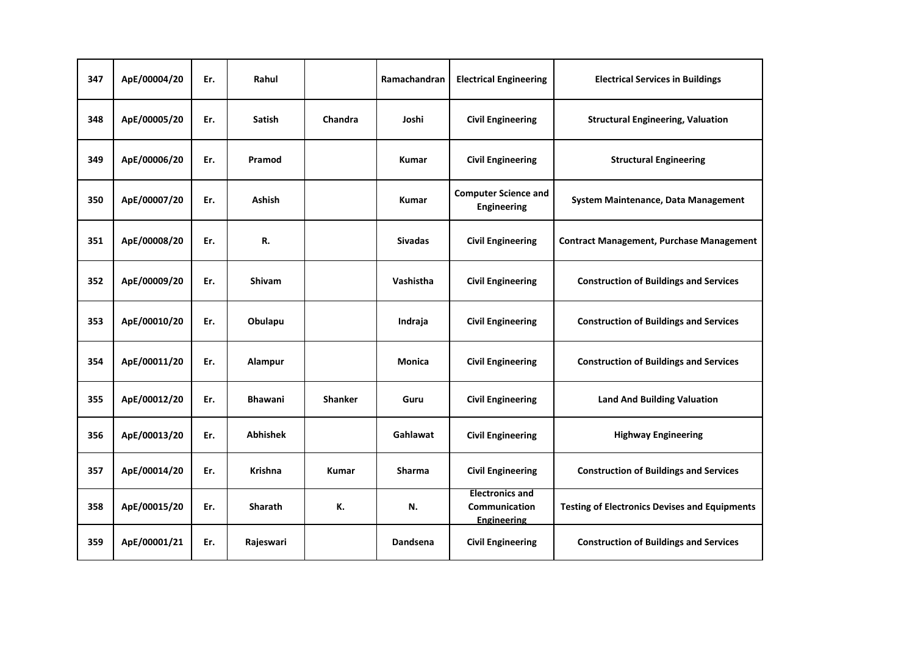| 347 | ApE/00004/20 | Er. | Rahul | | Ramachandran | Electrical Engineering | Electrical Services in Buildings |
|---|---|---|---|---|---|---|---|
| 348 | ApE/00005/20 | Er. | Satish | Chandra | Joshi | Civil Engineering | Structural Engineering, Valuation |
| 349 | ApE/00006/20 | Er. | Pramod | | Kumar | Civil Engineering | Structural Engineering |
| 350 | ApE/00007/20 | Er. | Ashish | | Kumar | Computer Science and Engineering | System Maintenance, Data Management |
| 351 | ApE/00008/20 | Er. | R. | | Sivadas | Civil Engineering | Contract Management, Purchase Management |
| 352 | ApE/00009/20 | Er. | Shivam | | Vashistha | Civil Engineering | Construction of Buildings and Services |
| 353 | ApE/00010/20 | Er. | Obulapu | | Indraja | Civil Engineering | Construction of Buildings and Services |
| 354 | ApE/00011/20 | Er. | Alampur | | Monica | Civil Engineering | Construction of Buildings and Services |
| 355 | ApE/00012/20 | Er. | Bhawani | Shanker | Guru | Civil Engineering | Land And Building Valuation |
| 356 | ApE/00013/20 | Er. | Abhishek | | Gahlawat | Civil Engineering | Highway Engineering |
| 357 | ApE/00014/20 | Er. | Krishna | Kumar | Sharma | Civil Engineering | Construction of Buildings and Services |
| 358 | ApE/00015/20 | Er. | Sharath | K. | N. | Electronics and Communication Engineering | Testing of Electronics Devises and Equipments |
| 359 | ApE/00001/21 | Er. | Rajeswari | | Dandsena | Civil Engineering | Construction of Buildings and Services |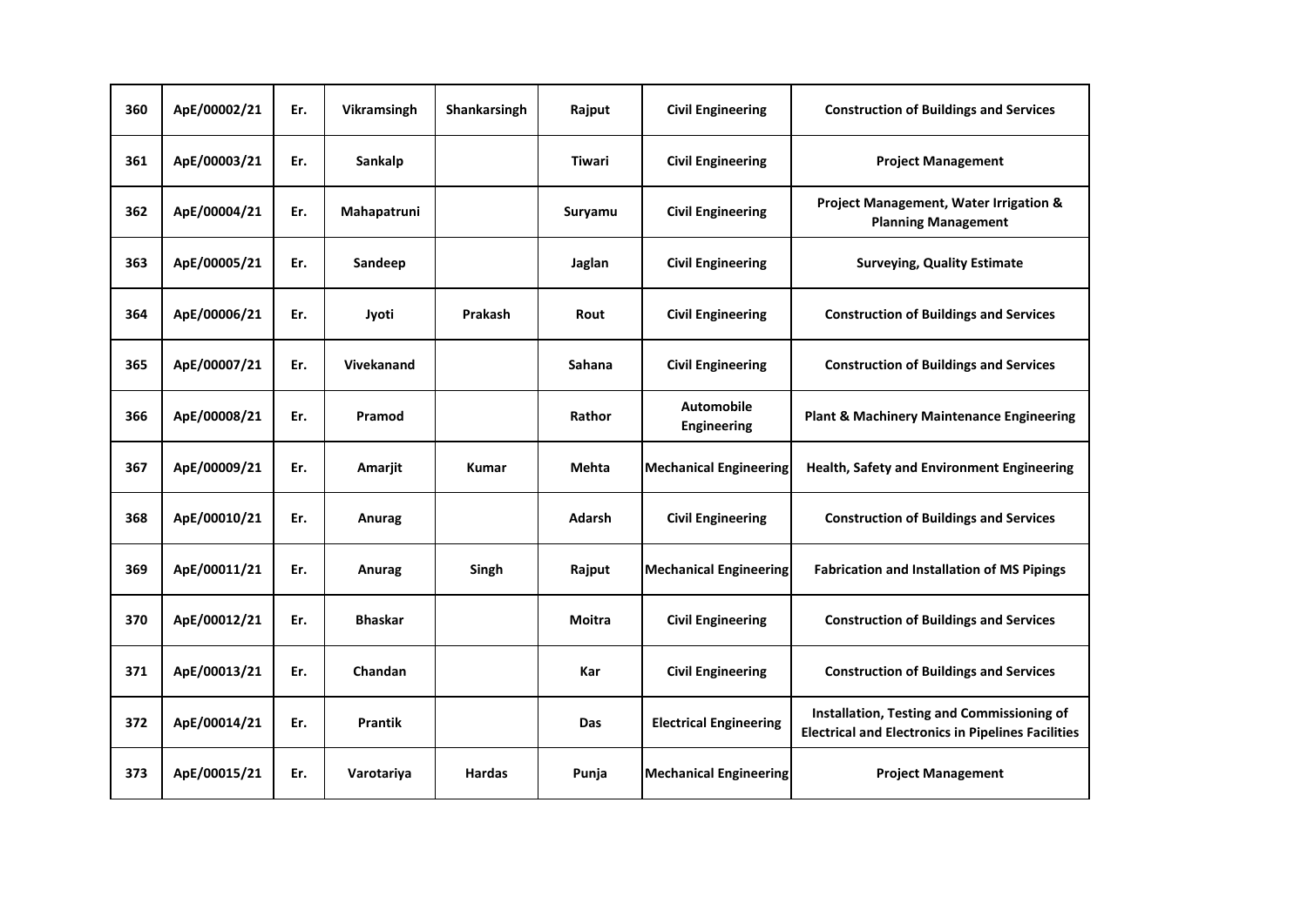| 360 | ApE/00002/21 | Er. | Vikramsingh | Shankarsingh | Rajput | Civil Engineering | Construction of Buildings and Services |
|---|---|---|---|---|---|---|---|
| 361 | ApE/00003/21 | Er. | Sankalp | | Tiwari | Civil Engineering | Project Management |
| 362 | ApE/00004/21 | Er. | Mahapatruni | | Suryamu | Civil Engineering | Project Management, Water Irrigation & Planning Management |
| 363 | ApE/00005/21 | Er. | Sandeep | | Jaglan | Civil Engineering | Surveying, Quality Estimate |
| 364 | ApE/00006/21 | Er. | Jyoti | Prakash | Rout | Civil Engineering | Construction of Buildings and Services |
| 365 | ApE/00007/21 | Er. | Vivekanand | | Sahana | Civil Engineering | Construction of Buildings and Services |
| 366 | ApE/00008/21 | Er. | Pramod | | Rathor | Automobile Engineering | Plant & Machinery Maintenance Engineering |
| 367 | ApE/00009/21 | Er. | Amarjit | Kumar | Mehta | Mechanical Engineering | Health, Safety and Environment Engineering |
| 368 | ApE/00010/21 | Er. | Anurag | | Adarsh | Civil Engineering | Construction of Buildings and Services |
| 369 | ApE/00011/21 | Er. | Anurag | Singh | Rajput | Mechanical Engineering | Fabrication and Installation of MS Pipings |
| 370 | ApE/00012/21 | Er. | Bhaskar | | Moitra | Civil Engineering | Construction of Buildings and Services |
| 371 | ApE/00013/21 | Er. | Chandan | | Kar | Civil Engineering | Construction of Buildings and Services |
| 372 | ApE/00014/21 | Er. | Prantik | | Das | Electrical Engineering | Installation, Testing and Commissioning of Electrical and Electronics in Pipelines Facilities |
| 373 | ApE/00015/21 | Er. | Varotariya | Hardas | Punja | Mechanical Engineering | Project Management |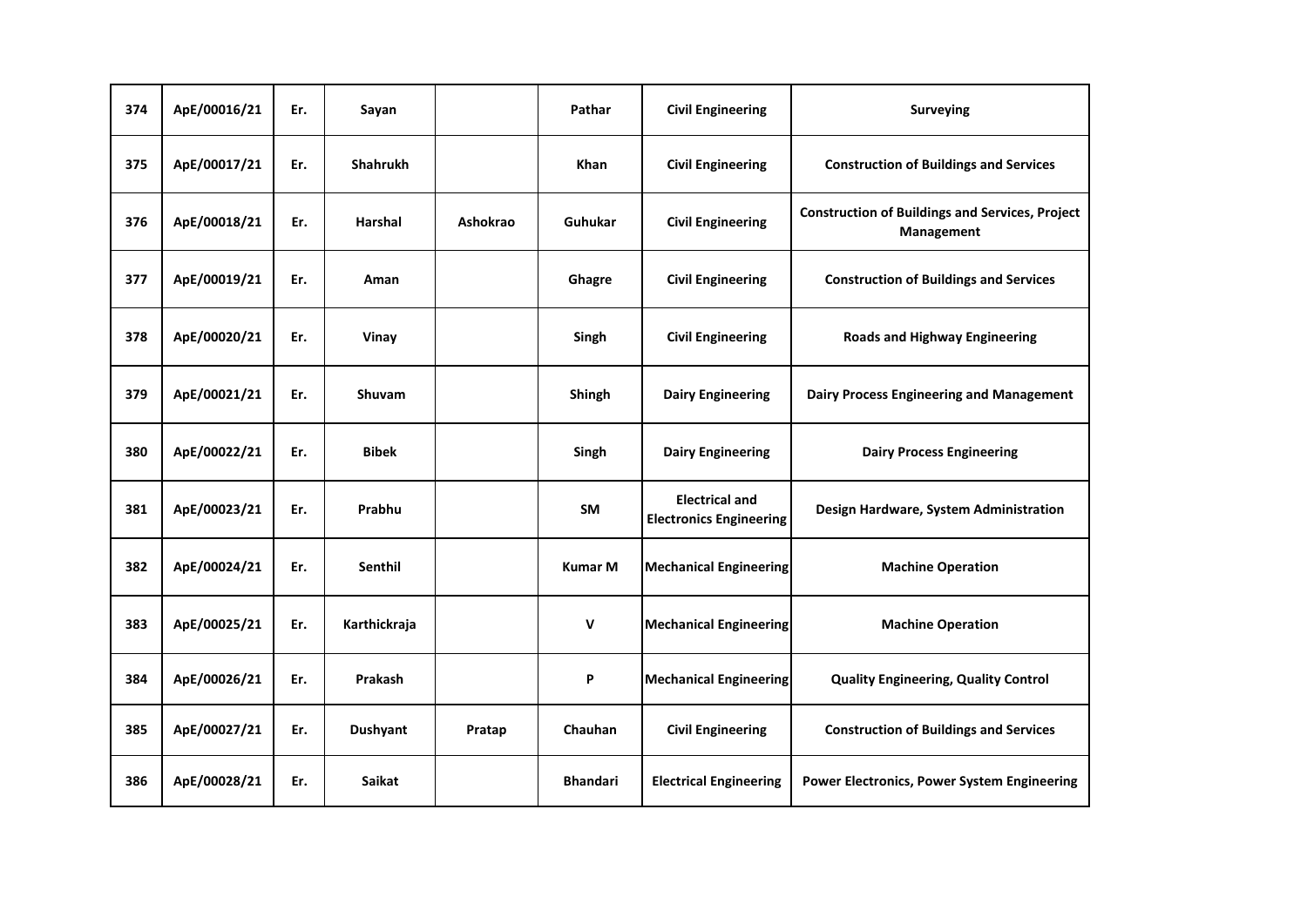| 374 | ApE/00016/21 | Er. | Sayan | | Pathar | Civil Engineering | Surveying |
|---|---|---|---|---|---|---|---|
| 375 | ApE/00017/21 | Er. | Shahrukh | | Khan | Civil Engineering | Construction of Buildings and Services |
| 376 | ApE/00018/21 | Er. | Harshal | Ashokrao | Guhukar | Civil Engineering | Construction of Buildings and Services, Project Management |
| 377 | ApE/00019/21 | Er. | Aman | | Ghagre | Civil Engineering | Construction of Buildings and Services |
| 378 | ApE/00020/21 | Er. | Vinay | | Singh | Civil Engineering | Roads and Highway Engineering |
| 379 | ApE/00021/21 | Er. | Shuvam | | Shingh | Dairy Engineering | Dairy Process Engineering and Management |
| 380 | ApE/00022/21 | Er. | Bibek | | Singh | Dairy Engineering | Dairy Process Engineering |
| 381 | ApE/00023/21 | Er. | Prabhu | | SM | Electrical and Electronics Engineering | Design Hardware, System Administration |
| 382 | ApE/00024/21 | Er. | Senthil | | Kumar M | Mechanical Engineering | Machine Operation |
| 383 | ApE/00025/21 | Er. | Karthickraja | | V | Mechanical Engineering | Machine Operation |
| 384 | ApE/00026/21 | Er. | Prakash | | P | Mechanical Engineering | Quality Engineering, Quality Control |
| 385 | ApE/00027/21 | Er. | Dushyant | Pratap | Chauhan | Civil Engineering | Construction of Buildings and Services |
| 386 | ApE/00028/21 | Er. | Saikat | | Bhandari | Electrical Engineering | Power Electronics, Power System Engineering |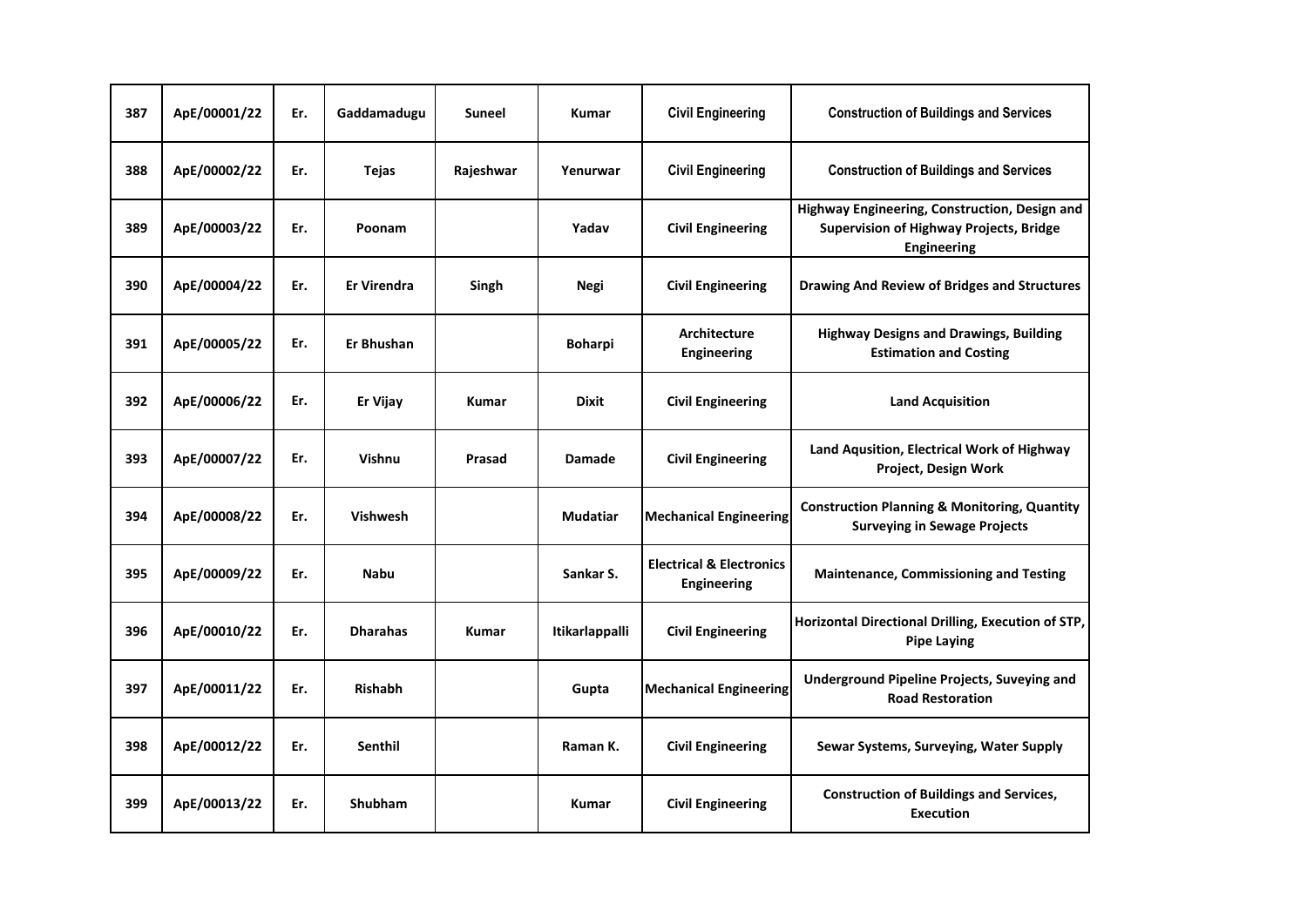| 387 | ApE/00001/22 | Er. | Gaddamadugu | Suneel | Kumar | Civil Engineering | Construction of Buildings and Services |
|---|---|---|---|---|---|---|---|
| 388 | ApE/00002/22 | Er. | Tejas | Rajeshwar | Yenurwar | Civil Engineering | Construction of Buildings and Services |
| 389 | ApE/00003/22 | Er. | Poonam | | Yadav | Civil Engineering | Highway Engineering, Construction, Design and Supervision of Highway Projects, Bridge Engineering |
| 390 | ApE/00004/22 | Er. | Er Virendra | Singh | Negi | Civil Engineering | Drawing And Review of Bridges and Structures |
| 391 | ApE/00005/22 | Er. | Er Bhushan | | Boharpi | Architecture Engineering | Highway Designs and Drawings, Building Estimation and Costing |
| 392 | ApE/00006/22 | Er. | Er Vijay | Kumar | Dixit | Civil Engineering | Land Acquisition |
| 393 | ApE/00007/22 | Er. | Vishnu | Prasad | Damade | Civil Engineering | Land Aqusition, Electrical Work of Highway Project, Design Work |
| 394 | ApE/00008/22 | Er. | Vishwesh | | Mudatiar | Mechanical Engineering | Construction Planning & Monitoring, Quantity Surveying in Sewage Projects |
| 395 | ApE/00009/22 | Er. | Nabu | | Sankar S. | Electrical & Electronics Engineering | Maintenance, Commissioning and Testing |
| 396 | ApE/00010/22 | Er. | Dharahas | Kumar | Itikarlappalli | Civil Engineering | Horizontal Directional Drilling, Execution of STP, Pipe Laying |
| 397 | ApE/00011/22 | Er. | Rishabh | | Gupta | Mechanical Engineering | Underground Pipeline Projects, Suveying and Road Restoration |
| 398 | ApE/00012/22 | Er. | Senthil | | Raman K. | Civil Engineering | Sewar Systems, Surveying, Water Supply |
| 399 | ApE/00013/22 | Er. | Shubham | | Kumar | Civil Engineering | Construction of Buildings and Services, Execution |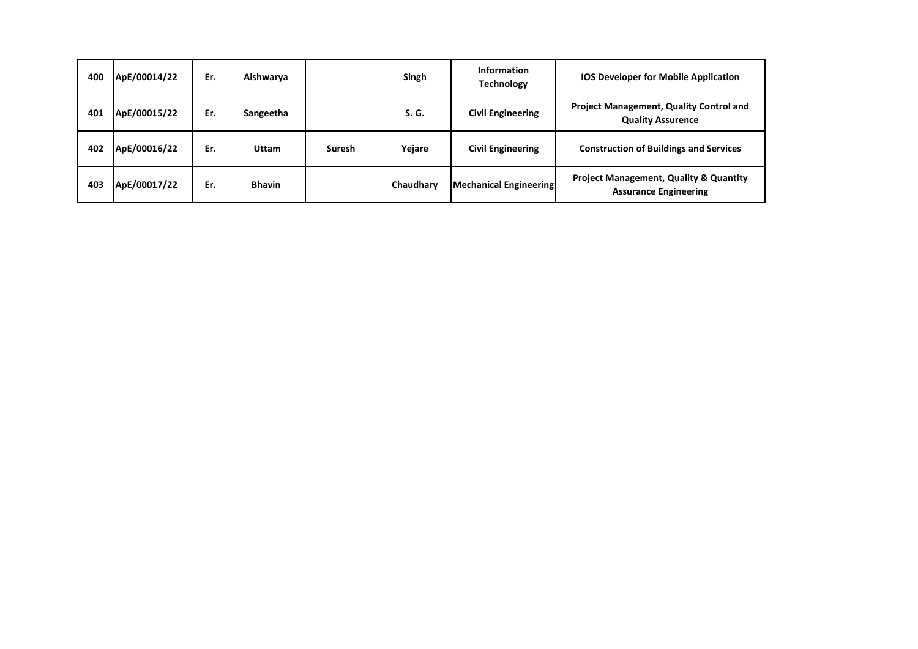| | | | | | | | |
|---|---|---|---|---|---|---|---|
| 400 | ApE/00014/22 | Er. | Aishwarya | | Singh | Information Technology | IOS Developer for Mobile Application |
| 401 | ApE/00015/22 | Er. | Sangeetha | | S. G. | Civil Engineering | Project Management, Quality Control and Quality Assurence |
| 402 | ApE/00016/22 | Er. | Uttam | Suresh | Yejare | Civil Engineering | Construction of Buildings and Services |
| 403 | ApE/00017/22 | Er. | Bhavin | | Chaudhary | Mechanical Engineering | Project Management, Quality & Quantity Assurance Engineering |